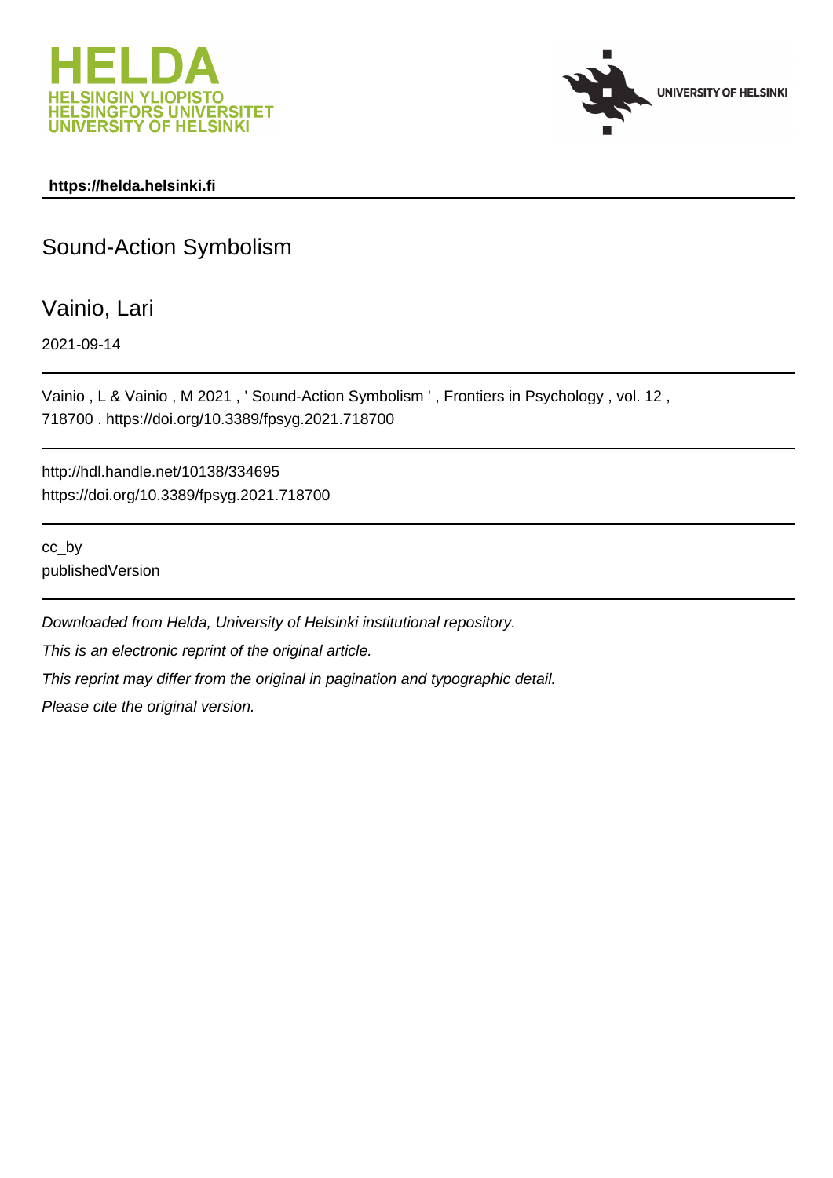**https://helda.helsinki.fi**

# Sound-Action Symbolism

Vainio, Lari

2021-09-14

---

Vainio , L & Vainio , M 2021 , ' Sound-Action Symbolism ' , Frontiers in Psychology , vol. 12 , 718700 . https://doi.org/10.3389/fpsyg.2021.718700

---

http://hdl.handle.net/10138/334695
https://doi.org/10.3389/fpsyg.2021.718700

---

cc_by
publishedVersion

---

*Downloaded from Helda, University of Helsinki institutional repository.*

*This is an electronic reprint of the original article.*

*This reprint may differ from the original in pagination and typographic detail.*

*Please cite the original version.*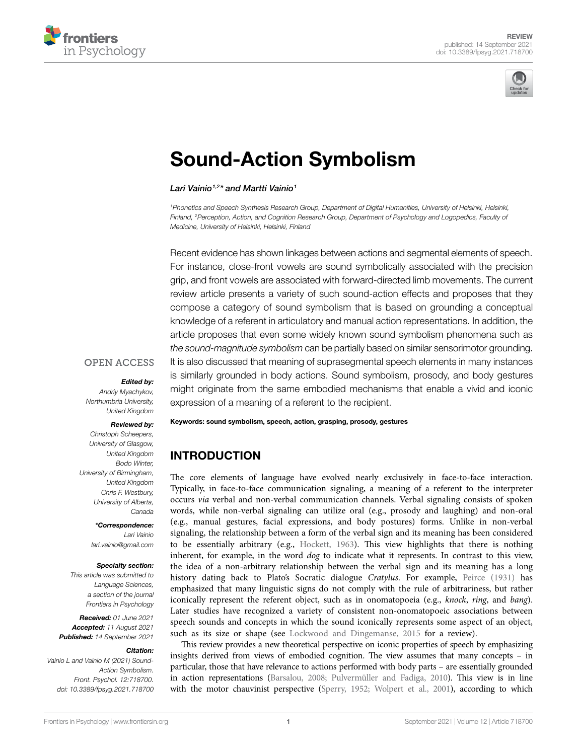# Sound-Action Symbolism

*Lari Vainio[1,2]* and Martti Vainio[1]*

[1]Phonetics and Speech Synthesis Research Group, Department of Digital Humanities, University of Helsinki, Helsinki, Finland, [2]Perception, Action, and Cognition Research Group, Department of Psychology and Logopedics, Faculty of Medicine, University of Helsinki, Helsinki, Finland

OPEN ACCESS

***Edited by:***
*Andriy Myachykov, Northumbria University, United Kingdom*

***Reviewed by:***
*Christoph Scheepers, University of Glasgow, United Kingdom*
*Bodo Winter, University of Birmingham, United Kingdom*
*Chris F. Westbury, University of Alberta, Canada*

***\*Correspondence:***
*Lari Vainio*
*lari.vainio@gmail.com*

***Specialty section:***
*This article was submitted to Language Sciences, a section of the journal Frontiers in Psychology*

***Received:*** *01 June 2021*
***Accepted:*** *11 August 2021*
***Published:*** *14 September 2021*

***Citation:***
*Vainio L and Vainio M (2021) Sound-Action Symbolism. Front. Psychol. 12:718700. doi: 10.3389/fpsyg.2021.718700*

Recent evidence has shown linkages between actions and segmental elements of speech. For instance, close-front vowels are sound symbolically associated with the precision grip, and front vowels are associated with forward-directed limb movements. The current review article presents a variety of such sound-action effects and proposes that they compose a category of sound symbolism that is based on grounding a conceptual knowledge of a referent in articulatory and manual action representations. In addition, the article proposes that even some widely known sound symbolism phenomena such as *the sound-magnitude symbolism* can be partially based on similar sensorimotor grounding. It is also discussed that meaning of suprasegmental speech elements in many instances is similarly grounded in body actions. Sound symbolism, prosody, and body gestures might originate from the same embodied mechanisms that enable a vivid and iconic expression of a meaning of a referent to the recipient.

**Keywords: sound symbolism, speech, action, grasping, prosody, gestures**

## INTRODUCTION

The core elements of language have evolved nearly exclusively in face-to-face interaction. Typically, in face-to-face communication signaling, a meaning of a referent to the interpreter occurs *via* verbal and non-verbal communication channels. Verbal signaling consists of spoken words, while non-verbal signaling can utilize oral (e.g., prosody and laughing) and non-oral (e.g., manual gestures, facial expressions, and body postures) forms. Unlike in non-verbal signaling, the relationship between a form of the verbal sign and its meaning has been considered to be essentially arbitrary (e.g., Hockett, 1963). This view highlights that there is nothing inherent, for example, in the word *dog* to indicate what it represents. In contrast to this view, the idea of a non-arbitrary relationship between the verbal sign and its meaning has a long history dating back to Plato's Socratic dialogue *Cratylus*. For example, Peirce (1931) has emphasized that many linguistic signs do not comply with the rule of arbitrariness, but rather iconically represent the referent object, such as in onomatopoeia (e.g., *knock*, *ring*, and *bang*). Later studies have recognized a variety of consistent non-onomatopoeic associations between speech sounds and concepts in which the sound iconically represents some aspect of an object, such as its size or shape (see Lockwood and Dingemanse, 2015 for a review).

This review provides a new theoretical perspective on iconic properties of speech by emphasizing insights derived from views of embodied cognition. The view assumes that many concepts – in particular, those that have relevance to actions performed with body parts – are essentially grounded in action representations (Barsalou, 2008; Pulvermüller and Fadiga, 2010). This view is in line with the motor chauvinist perspective (Sperry, 1952; Wolpert et al., 2001), according to which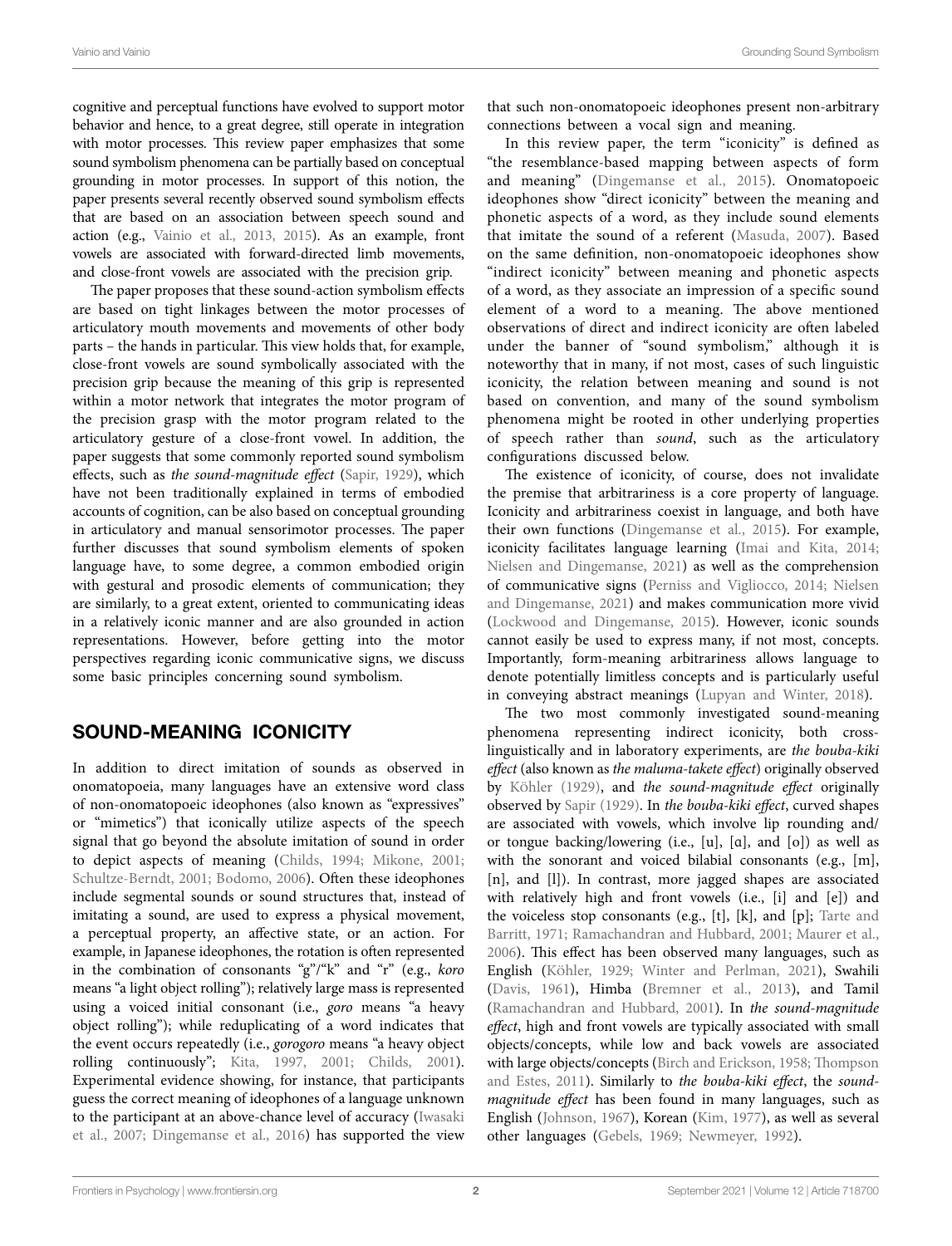cognitive and perceptual functions have evolved to support motor behavior and hence, to a great degree, still operate in integration with motor processes. This review paper emphasizes that some sound symbolism phenomena can be partially based on conceptual grounding in motor processes. In support of this notion, the paper presents several recently observed sound symbolism effects that are based on an association between speech sound and action (e.g., Vainio et al., 2013, 2015). As an example, front vowels are associated with forward-directed limb movements, and close-front vowels are associated with the precision grip.

The paper proposes that these sound-action symbolism effects are based on tight linkages between the motor processes of articulatory mouth movements and movements of other body parts – the hands in particular. This view holds that, for example, close-front vowels are sound symbolically associated with the precision grip because the meaning of this grip is represented within a motor network that integrates the motor program of the precision grasp with the motor program related to the articulatory gesture of a close-front vowel. In addition, the paper suggests that some commonly reported sound symbolism effects, such as *the sound-magnitude effect* (Sapir, 1929), which have not been traditionally explained in terms of embodied accounts of cognition, can be also based on conceptual grounding in articulatory and manual sensorimotor processes. The paper further discusses that sound symbolism elements of spoken language have, to some degree, a common embodied origin with gestural and prosodic elements of communication; they are similarly, to a great extent, oriented to communicating ideas in a relatively iconic manner and are also grounded in action representations. However, before getting into the motor perspectives regarding iconic communicative signs, we discuss some basic principles concerning sound symbolism.

## SOUND-MEANING ICONICITY

In addition to direct imitation of sounds as observed in onomatopoeia, many languages have an extensive word class of non-onomatopoeic ideophones (also known as "expressives" or "mimetics") that iconically utilize aspects of the speech signal that go beyond the absolute imitation of sound in order to depict aspects of meaning (Childs, 1994; Mikone, 2001; Schultze-Berndt, 2001; Bodomo, 2006). Often these ideophones include segmental sounds or sound structures that, instead of imitating a sound, are used to express a physical movement, a perceptual property, an affective state, or an action. For example, in Japanese ideophones, the rotation is often represented in the combination of consonants "g"/"k" and "r" (e.g., *koro* means "a light object rolling"); relatively large mass is represented using a voiced initial consonant (i.e., *goro* means "a heavy object rolling"); while reduplicating of a word indicates that the event occurs repeatedly (i.e., *gorogoro* means "a heavy object rolling continuously"; Kita, 1997, 2001; Childs, 2001). Experimental evidence showing, for instance, that participants guess the correct meaning of ideophones of a language unknown to the participant at an above-chance level of accuracy (Iwasaki et al., 2007; Dingemanse et al., 2016) has supported the view that such non-onomatopoeic ideophones present non-arbitrary connections between a vocal sign and meaning.

In this review paper, the term "iconicity" is defined as "the resemblance-based mapping between aspects of form and meaning" (Dingemanse et al., 2015). Onomatopoeic ideophones show "direct iconicity" between the meaning and phonetic aspects of a word, as they include sound elements that imitate the sound of a referent (Masuda, 2007). Based on the same definition, non-onomatopoeic ideophones show "indirect iconicity" between meaning and phonetic aspects of a word, as they associate an impression of a specific sound element of a word to a meaning. The above mentioned observations of direct and indirect iconicity are often labeled under the banner of "sound symbolism," although it is noteworthy that in many, if not most, cases of such linguistic iconicity, the relation between meaning and sound is not based on convention, and many of the sound symbolism phenomena might be rooted in other underlying properties of speech rather than *sound*, such as the articulatory configurations discussed below.

The existence of iconicity, of course, does not invalidate the premise that arbitrariness is a core property of language. Iconicity and arbitrariness coexist in language, and both have their own functions (Dingemanse et al., 2015). For example, iconicity facilitates language learning (Imai and Kita, 2014; Nielsen and Dingemanse, 2021) as well as the comprehension of communicative signs (Perniss and Vigliocco, 2014; Nielsen and Dingemanse, 2021) and makes communication more vivid (Lockwood and Dingemanse, 2015). However, iconic sounds cannot easily be used to express many, if not most, concepts. Importantly, form-meaning arbitrariness allows language to denote potentially limitless concepts and is particularly useful in conveying abstract meanings (Lupyan and Winter, 2018).

The two most commonly investigated sound-meaning phenomena representing indirect iconicity, both cross-linguistically and in laboratory experiments, are *the bouba-kiki effect* (also known as *the maluma-takete effect*) originally observed by Köhler (1929), and *the sound-magnitude effect* originally observed by Sapir (1929). In *the bouba-kiki effect*, curved shapes are associated with vowels, which involve lip rounding and/or tongue backing/lowering (i.e., [u], [ɑ], and [o]) as well as with the sonorant and voiced bilabial consonants (e.g., [m], [n], and [l]). In contrast, more jagged shapes are associated with relatively high and front vowels (i.e., [i] and [e]) and the voiceless stop consonants (e.g., [t], [k], and [p]; Tarte and Barritt, 1971; Ramachandran and Hubbard, 2001; Maurer et al., 2006). This effect has been observed many languages, such as English (Köhler, 1929; Winter and Perlman, 2021), Swahili (Davis, 1961), Himba (Bremner et al., 2013), and Tamil (Ramachandran and Hubbard, 2001). In *the sound-magnitude effect*, high and front vowels are typically associated with small objects/concepts, while low and back vowels are associated with large objects/concepts (Birch and Erickson, 1958; Thompson and Estes, 2011). Similarly to *the bouba-kiki effect*, the *sound-magnitude effect* has been found in many languages, such as English (Johnson, 1967), Korean (Kim, 1977), as well as several other languages (Gebels, 1969; Newmeyer, 1992).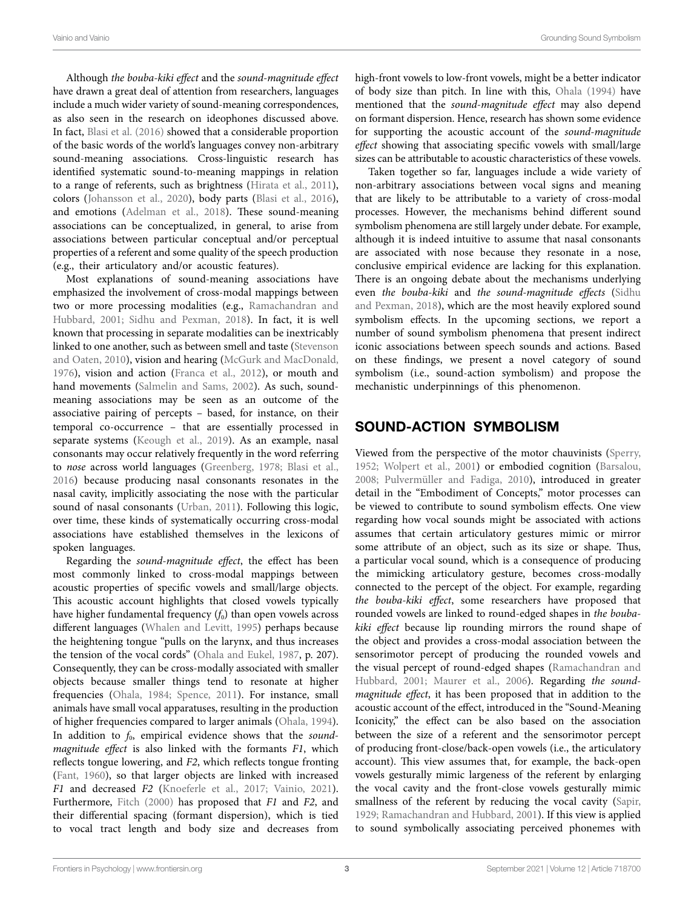Although *the bouba-kiki effect* and the *sound-magnitude effect* have drawn a great deal of attention from researchers, languages include a much wider variety of sound-meaning correspondences, as also seen in the research on ideophones discussed above. In fact, Blasi et al. (2016) showed that a considerable proportion of the basic words of the world's languages convey non-arbitrary sound-meaning associations. Cross-linguistic research has identified systematic sound-to-meaning mappings in relation to a range of referents, such as brightness (Hirata et al., 2011), colors (Johansson et al., 2020), body parts (Blasi et al., 2016), and emotions (Adelman et al., 2018). These sound-meaning associations can be conceptualized, in general, to arise from associations between particular conceptual and/or perceptual properties of a referent and some quality of the speech production (e.g., their articulatory and/or acoustic features).

Most explanations of sound-meaning associations have emphasized the involvement of cross-modal mappings between two or more processing modalities (e.g., Ramachandran and Hubbard, 2001; Sidhu and Pexman, 2018). In fact, it is well known that processing in separate modalities can be inextricably linked to one another, such as between smell and taste (Stevenson and Oaten, 2010), vision and hearing (McGurk and MacDonald, 1976), vision and action (Franca et al., 2012), or mouth and hand movements (Salmelin and Sams, 2002). As such, sound-meaning associations may be seen as an outcome of the associative pairing of percepts – based, for instance, on their temporal co-occurrence – that are essentially processed in separate systems (Keough et al., 2019). As an example, nasal consonants may occur relatively frequently in the word referring to *nose* across world languages (Greenberg, 1978; Blasi et al., 2016) because producing nasal consonants resonates in the nasal cavity, implicitly associating the nose with the particular sound of nasal consonants (Urban, 2011). Following this logic, over time, these kinds of systematically occurring cross-modal associations have established themselves in the lexicons of spoken languages.

Regarding the *sound-magnitude effect*, the effect has been most commonly linked to cross-modal mappings between acoustic properties of specific vowels and small/large objects. This acoustic account highlights that closed vowels typically have higher fundamental frequency ($f_0$) than open vowels across different languages (Whalen and Levitt, 1995) perhaps because the heightening tongue "pulls on the larynx, and thus increases the tension of the vocal cords" (Ohala and Eukel, 1987, p. 207). Consequently, they can be cross-modally associated with smaller objects because smaller things tend to resonate at higher frequencies (Ohala, 1984; Spence, 2011). For instance, small animals have small vocal apparatuses, resulting in the production of higher frequencies compared to larger animals (Ohala, 1994). In addition to $f_0$, empirical evidence shows that the *sound-magnitude effect* is also linked with the formants *F1*, which reflects tongue lowering, and *F2*, which reflects tongue fronting (Fant, 1960), so that larger objects are linked with increased *F1* and decreased *F2* (Knoeferle et al., 2017; Vainio, 2021). Furthermore, Fitch (2000) has proposed that *F1* and *F2*, and their differential spacing (formant dispersion), which is tied to vocal tract length and body size and decreases from high-front vowels to low-front vowels, might be a better indicator of body size than pitch. In line with this, Ohala (1994) have mentioned that the *sound-magnitude effect* may also depend on formant dispersion. Hence, research has shown some evidence for supporting the acoustic account of the *sound-magnitude effect* showing that associating specific vowels with small/large sizes can be attributable to acoustic characteristics of these vowels.

Taken together so far, languages include a wide variety of non-arbitrary associations between vocal signs and meaning that are likely to be attributable to a variety of cross-modal processes. However, the mechanisms behind different sound symbolism phenomena are still largely under debate. For example, although it is indeed intuitive to assume that nasal consonants are associated with nose because they resonate in a nose, conclusive empirical evidence are lacking for this explanation. There is an ongoing debate about the mechanisms underlying even *the bouba-kiki* and *the sound-magnitude effects* (Sidhu and Pexman, 2018), which are the most heavily explored sound symbolism effects. In the upcoming sections, we report a number of sound symbolism phenomena that present indirect iconic associations between speech sounds and actions. Based on these findings, we present a novel category of sound symbolism (i.e., sound-action symbolism) and propose the mechanistic underpinnings of this phenomenon.

## SOUND-ACTION SYMBOLISM

Viewed from the perspective of the motor chauvinists (Sperry, 1952; Wolpert et al., 2001) or embodied cognition (Barsalou, 2008; Pulvermüller and Fadiga, 2010), introduced in greater detail in the "Embodiment of Concepts," motor processes can be viewed to contribute to sound symbolism effects. One view regarding how vocal sounds might be associated with actions assumes that certain articulatory gestures mimic or mirror some attribute of an object, such as its size or shape. Thus, a particular vocal sound, which is a consequence of producing the mimicking articulatory gesture, becomes cross-modally connected to the percept of the object. For example, regarding *the bouba-kiki effect*, some researchers have proposed that rounded vowels are linked to round-edged shapes in *the bouba-kiki effect* because lip rounding mirrors the round shape of the object and provides a cross-modal association between the sensorimotor percept of producing the rounded vowels and the visual percept of round-edged shapes (Ramachandran and Hubbard, 2001; Maurer et al., 2006). Regarding *the sound-magnitude effect*, it has been proposed that in addition to the acoustic account of the effect, introduced in the "Sound-Meaning Iconicity," the effect can be also based on the association between the size of a referent and the sensorimotor percept of producing front-close/back-open vowels (i.e., the articulatory account). This view assumes that, for example, the back-open vowels gesturally mimic largeness of the referent by enlarging the vocal cavity and the front-close vowels gesturally mimic smallness of the referent by reducing the vocal cavity (Sapir, 1929; Ramachandran and Hubbard, 2001). If this view is applied to sound symbolically associating perceived phonemes with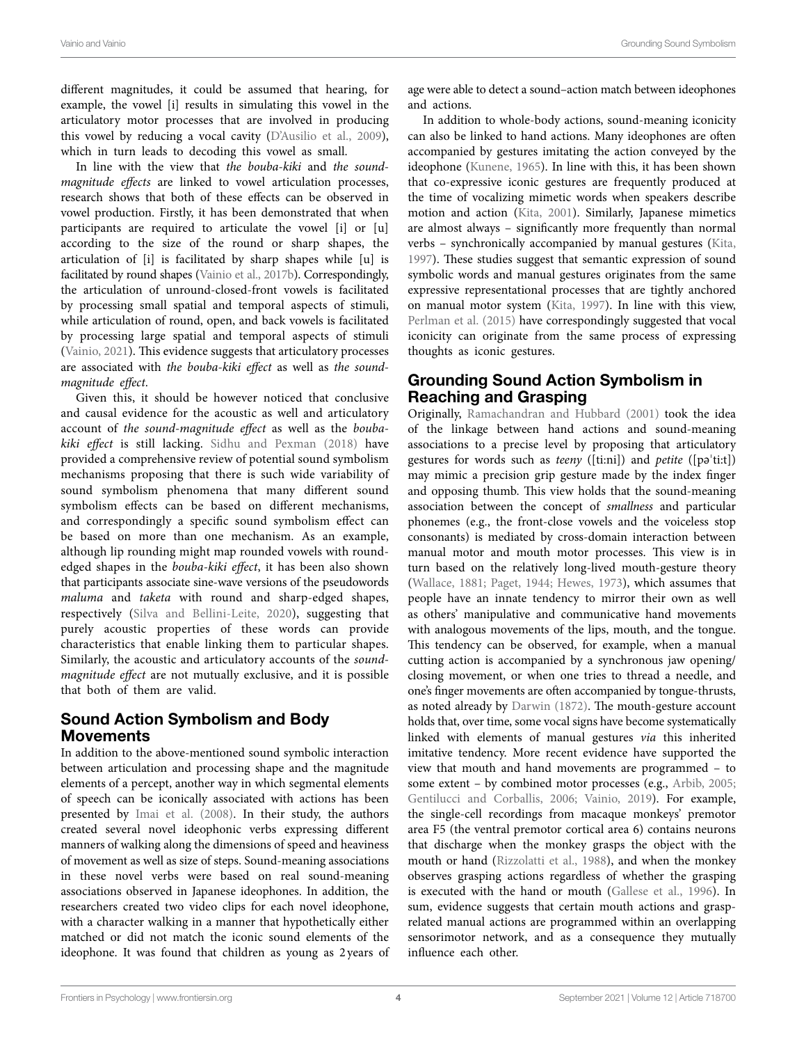different magnitudes, it could be assumed that hearing, for example, the vowel [i] results in simulating this vowel in the articulatory motor processes that are involved in producing this vowel by reducing a vocal cavity (D'Ausilio et al., 2009), which in turn leads to decoding this vowel as small.

In line with the view that *the bouba-kiki* and *the sound-magnitude effects* are linked to vowel articulation processes, research shows that both of these effects can be observed in vowel production. Firstly, it has been demonstrated that when participants are required to articulate the vowel [i] or [u] according to the size of the round or sharp shapes, the articulation of [i] is facilitated by sharp shapes while [u] is facilitated by round shapes (Vainio et al., 2017b). Correspondingly, the articulation of unround-closed-front vowels is facilitated by processing small spatial and temporal aspects of stimuli, while articulation of round, open, and back vowels is facilitated by processing large spatial and temporal aspects of stimuli (Vainio, 2021). This evidence suggests that articulatory processes are associated with *the bouba-kiki effect* as well as *the sound-magnitude effect*.

Given this, it should be however noticed that conclusive and causal evidence for the acoustic as well and articulatory account of *the sound-magnitude effect* as well as the *bouba-kiki effect* is still lacking. Sidhu and Pexman (2018) have provided a comprehensive review of potential sound symbolism mechanisms proposing that there is such wide variability of sound symbolism phenomena that many different sound symbolism effects can be based on different mechanisms, and correspondingly a specific sound symbolism effect can be based on more than one mechanism. As an example, although lip rounding might map rounded vowels with round-edged shapes in the *bouba-kiki effect*, it has been also shown that participants associate sine-wave versions of the pseudowords *maluma* and *taketa* with round and sharp-edged shapes, respectively (Silva and Bellini-Leite, 2020), suggesting that purely acoustic properties of these words can provide characteristics that enable linking them to particular shapes. Similarly, the acoustic and articulatory accounts of the *sound-magnitude effect* are not mutually exclusive, and it is possible that both of them are valid.

## Sound Action Symbolism and Body Movements

In addition to the above-mentioned sound symbolic interaction between articulation and processing shape and the magnitude elements of a percept, another way in which segmental elements of speech can be iconically associated with actions has been presented by Imai et al. (2008). In their study, the authors created several novel ideophonic verbs expressing different manners of movement along the dimensions of speed and heaviness of movement as well as size of steps. Sound-meaning associations in these novel verbs were based on real sound-meaning associations observed in Japanese ideophones. In addition, the researchers created two video clips for each novel ideophone, with a character walking in a manner that hypothetically either matched or did not match the iconic sound elements of the ideophone. It was found that children as young as 2 years of age were able to detect a sound–action match between ideophones and actions.

In addition to whole-body actions, sound-meaning iconicity can also be linked to hand actions. Many ideophones are often accompanied by gestures imitating the action conveyed by the ideophone (Kunene, 1965). In line with this, it has been shown that co-expressive iconic gestures are frequently produced at the time of vocalizing mimetic words when speakers describe motion and action (Kita, 2001). Similarly, Japanese mimetics are almost always – significantly more frequently than normal verbs – synchronically accompanied by manual gestures (Kita, 1997). These studies suggest that semantic expression of sound symbolic words and manual gestures originates from the same expressive representational processes that are tightly anchored on manual motor system (Kita, 1997). In line with this view, Perlman et al. (2015) have correspondingly suggested that vocal iconicity can originate from the same process of expressing thoughts as iconic gestures.

## Grounding Sound Action Symbolism in Reaching and Grasping

Originally, Ramachandran and Hubbard (2001) took the idea of the linkage between hand actions and sound-meaning associations to a precise level by proposing that articulatory gestures for words such as *teeny* ([ti:ni]) and *petite* ([pəˈti:t]) may mimic a precision grip gesture made by the index finger and opposing thumb. This view holds that the sound-meaning association between the concept of *smallness* and particular phonemes (e.g., the front-close vowels and the voiceless stop consonants) is mediated by cross-domain interaction between manual motor and mouth motor processes. This view is in turn based on the relatively long-lived mouth-gesture theory (Wallace, 1881; Paget, 1944; Hewes, 1973), which assumes that people have an innate tendency to mirror their own as well as others' manipulative and communicative hand movements with analogous movements of the lips, mouth, and the tongue. This tendency can be observed, for example, when a manual cutting action is accompanied by a synchronous jaw opening/closing movement, or when one tries to thread a needle, and one's finger movements are often accompanied by tongue-thrusts, as noted already by Darwin (1872). The mouth-gesture account holds that, over time, some vocal signs have become systematically linked with elements of manual gestures *via* this inherited imitative tendency. More recent evidence have supported the view that mouth and hand movements are programmed – to some extent – by combined motor processes (e.g., Arbib, 2005; Gentilucci and Corballis, 2006; Vainio, 2019). For example, the single-cell recordings from macaque monkeys' premotor area F5 (the ventral premotor cortical area 6) contains neurons that discharge when the monkey grasps the object with the mouth or hand (Rizzolatti et al., 1988), and when the monkey observes grasping actions regardless of whether the grasping is executed with the hand or mouth (Gallese et al., 1996). In sum, evidence suggests that certain mouth actions and grasp-related manual actions are programmed within an overlapping sensorimotor network, and as a consequence they mutually influence each other.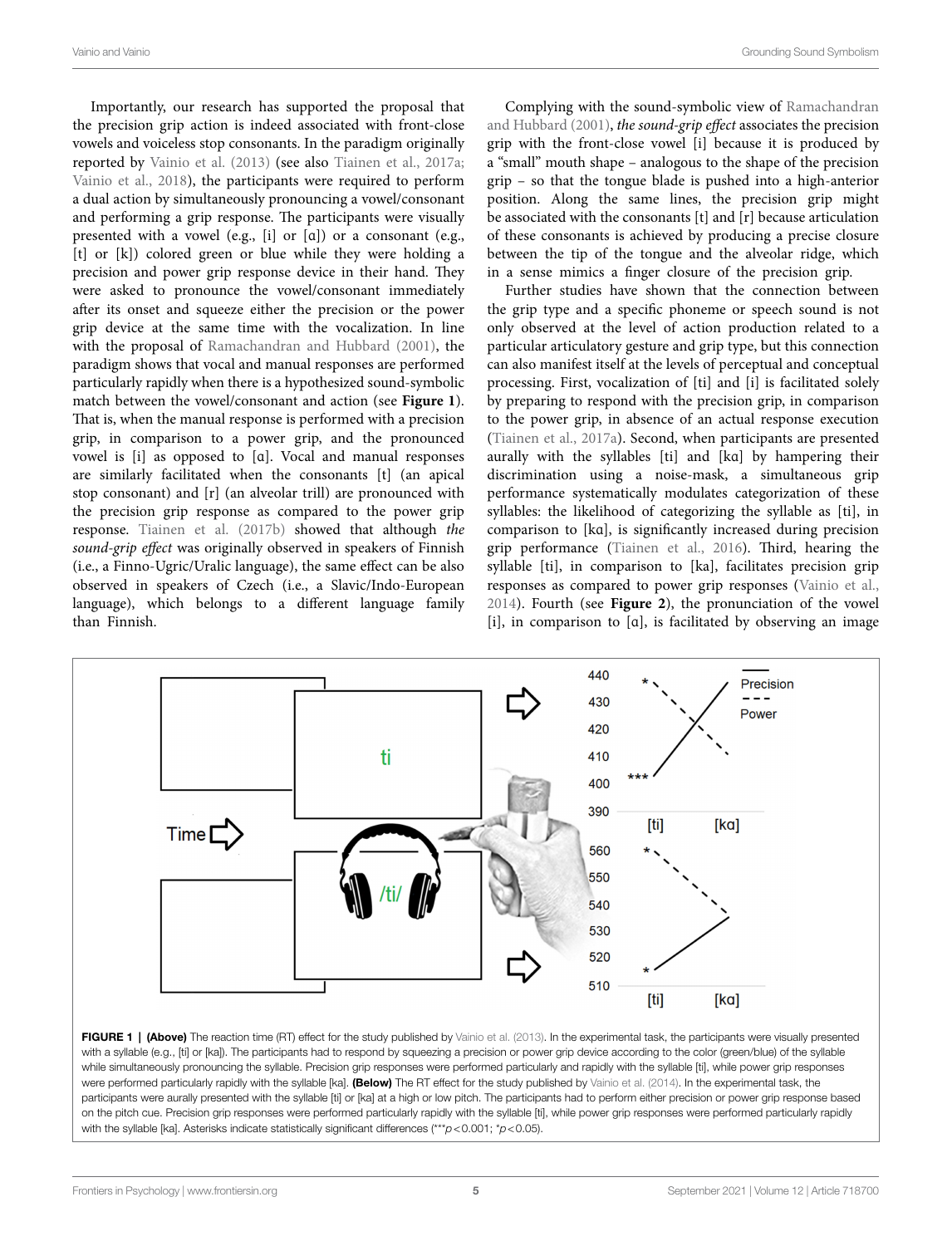Importantly, our research has supported the proposal that the precision grip action is indeed associated with front-close vowels and voiceless stop consonants. In the paradigm originally reported by Vainio et al. (2013) (see also Tiainen et al., 2017a; Vainio et al., 2018), the participants were required to perform a dual action by simultaneously pronouncing a vowel/consonant and performing a grip response. The participants were visually presented with a vowel (e.g., [i] or [ɑ]) or a consonant (e.g., [t] or [k]) colored green or blue while they were holding a precision and power grip response device in their hand. They were asked to pronounce the vowel/consonant immediately after its onset and squeeze either the precision or the power grip device at the same time with the vocalization. In line with the proposal of Ramachandran and Hubbard (2001), the paradigm shows that vocal and manual responses are performed particularly rapidly when there is a hypothesized sound-symbolic match between the vowel/consonant and action (see **Figure 1**). That is, when the manual response is performed with a precision grip, in comparison to a power grip, and the pronounced vowel is [i] as opposed to [ɑ]. Vocal and manual responses are similarly facilitated when the consonants [t] (an apical stop consonant) and [r] (an alveolar trill) are pronounced with the precision grip response as compared to the power grip response. Tiainen et al. (2017b) showed that although *the sound-grip effect* was originally observed in speakers of Finnish (i.e., a Finno-Ugric/Uralic language), the same effect can be also observed in speakers of Czech (i.e., a Slavic/Indo-European language), which belongs to a different language family than Finnish.

Complying with the sound-symbolic view of Ramachandran and Hubbard (2001), *the sound-grip effect* associates the precision grip with the front-close vowel [i] because it is produced by a "small" mouth shape – analogous to the shape of the precision grip – so that the tongue blade is pushed into a high-anterior position. Along the same lines, the precision grip might be associated with the consonants [t] and [r] because articulation of these consonants is achieved by producing a precise closure between the tip of the tongue and the alveolar ridge, which in a sense mimics a finger closure of the precision grip.

Further studies have shown that the connection between the grip type and a specific phoneme or speech sound is not only observed at the level of action production related to a particular articulatory gesture and grip type, but this connection can also manifest itself at the levels of perceptual and conceptual processing. First, vocalization of [ti] and [i] is facilitated solely by preparing to respond with the precision grip, in comparison to the power grip, in absence of an actual response execution (Tiainen et al., 2017a). Second, when participants are presented aurally with the syllables [ti] and [kɑ] by hampering their discrimination using a noise-mask, a simultaneous grip performance systematically modulates categorization of these syllables: the likelihood of categorizing the syllable as [ti], in comparison to [kɑ], is significantly increased during precision grip performance (Tiainen et al., 2016). Third, hearing the syllable [ti], in comparison to [ka], facilitates precision grip responses as compared to power grip responses (Vainio et al., 2014). Fourth (see **Figure 2**), the pronunciation of the vowel [i], in comparison to [ɑ], is facilitated by observing an image

**FIGURE 1 | (Above)** The reaction time (RT) effect for the study published by Vainio et al. (2013). In the experimental task, the participants were visually presented with a syllable (e.g., [ti] or [kɑ]). The participants had to respond by squeezing a precision or power grip device according to the color (green/blue) of the syllable while simultaneously pronouncing the syllable. Precision grip responses were performed particularly and rapidly with the syllable [ti], while power grip responses were performed particularly rapidly with the syllable [kɑ]. **(Below)** The RT effect for the study published by Vainio et al. (2014). In the experimental task, the participants were aurally presented with the syllable [ti] or [kɑ] at a high or low pitch. The participants had to perform either precision or power grip response based on the pitch cue. Precision grip responses were performed particularly rapidly with the syllable [ti], while power grip responses were performed particularly rapidly with the syllable [kɑ]. Asterisks indicate statistically significant differences (***$p < 0.001$; *$p < 0.05$).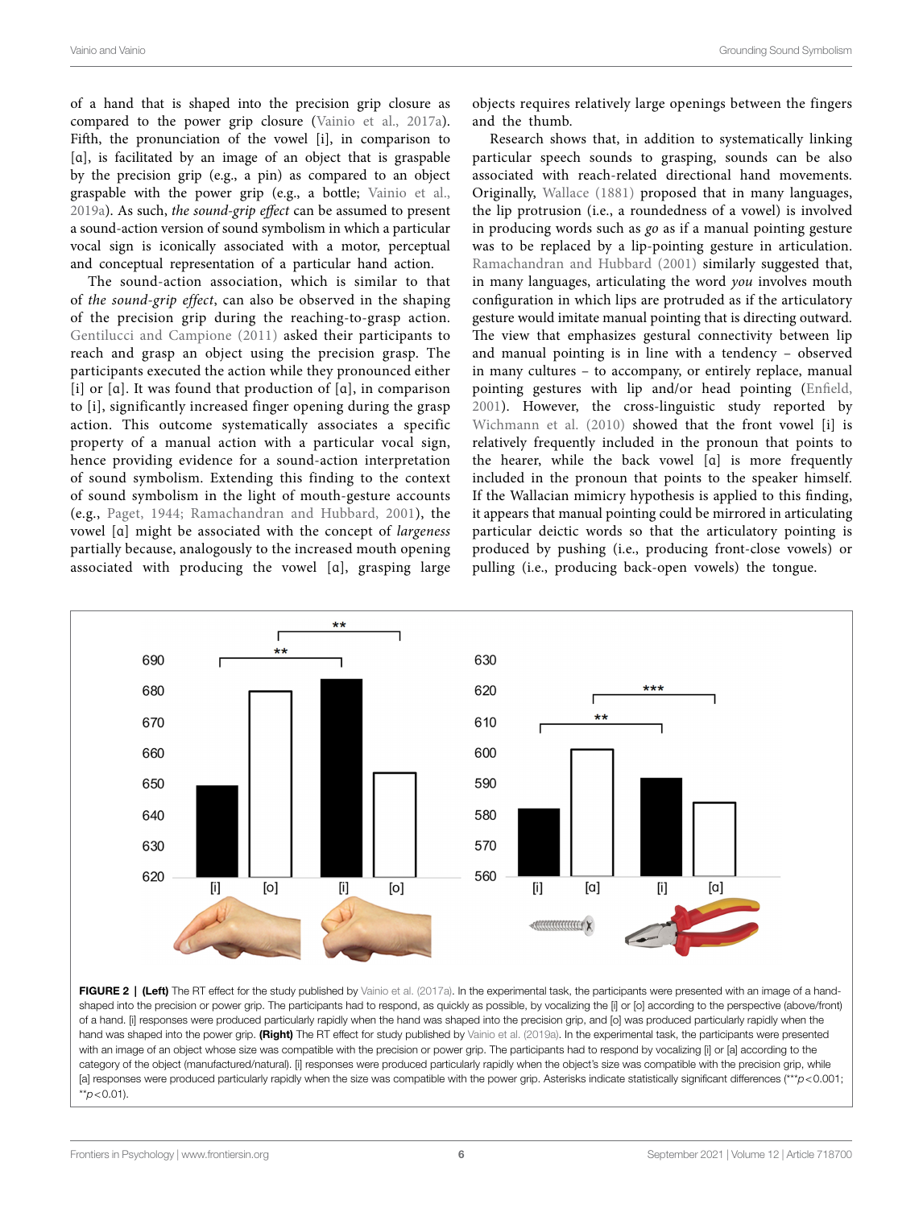of a hand that is shaped into the precision grip closure as compared to the power grip closure (Vainio et al., 2017a). Fifth, the pronunciation of the vowel [i], in comparison to [ɑ], is facilitated by an image of an object that is graspable by the precision grip (e.g., a pin) as compared to an object graspable with the power grip (e.g., a bottle; Vainio et al., 2019a). As such, *the sound-grip effect* can be assumed to present a sound-action version of sound symbolism in which a particular vocal sign is iconically associated with a motor, perceptual and conceptual representation of a particular hand action.

The sound-action association, which is similar to that of *the sound-grip effect*, can also be observed in the shaping of the precision grip during the reaching-to-grasp action. Gentilucci and Campione (2011) asked their participants to reach and grasp an object using the precision grasp. The participants executed the action while they pronounced either [i] or [ɑ]. It was found that production of [ɑ], in comparison to [i], significantly increased finger opening during the grasp action. This outcome systematically associates a specific property of a manual action with a particular vocal sign, hence providing evidence for a sound-action interpretation of sound symbolism. Extending this finding to the context of sound symbolism in the light of mouth-gesture accounts (e.g., Paget, 1944; Ramachandran and Hubbard, 2001), the vowel [ɑ] might be associated with the concept of *largeness* partially because, analogously to the increased mouth opening associated with producing the vowel [ɑ], grasping large objects requires relatively large openings between the fingers and the thumb.

Research shows that, in addition to systematically linking particular speech sounds to grasping, sounds can be also associated with reach-related directional hand movements. Originally, Wallace (1881) proposed that in many languages, the lip protrusion (i.e., a roundedness of a vowel) is involved in producing words such as *go* as if a manual pointing gesture was to be replaced by a lip-pointing gesture in articulation. Ramachandran and Hubbard (2001) similarly suggested that, in many languages, articulating the word *you* involves mouth configuration in which lips are protruded as if the articulatory gesture would imitate manual pointing that is directing outward. The view that emphasizes gestural connectivity between lip and manual pointing is in line with a tendency – observed in many cultures – to accompany, or entirely replace, manual pointing gestures with lip and/or head pointing (Enfield, 2001). However, the cross-linguistic study reported by Wichmann et al. (2010) showed that the front vowel [i] is relatively frequently included in the pronoun that points to the hearer, while the back vowel [ɑ] is more frequently included in the pronoun that points to the speaker himself. If the Wallacian mimicry hypothesis is applied to this finding, it appears that manual pointing could be mirrored in articulating particular deictic words so that the articulatory pointing is produced by pushing (i.e., producing front-close vowels) or pulling (i.e., producing back-open vowels) the tongue.

**FIGURE 2 | (Left)** The RT effect for the study published by Vainio et al. (2017a). In the experimental task, the participants were presented with an image of a hand-shaped into the precision or power grip. The participants had to respond, as quickly as possible, by vocalizing the [i] or [o] according to the perspective (above/front) of a hand. [i] responses were produced particularly rapidly when the hand was shaped into the precision grip, and [o] was produced particularly rapidly when the hand was shaped into the power grip. **(Right)** The RT effect for study published by Vainio et al. (2019a). In the experimental task, the participants were presented with an image of an object whose size was compatible with the precision or power grip. The participants had to respond by vocalizing [i] or [ɑ] according to the category of the object (manufactured/natural). [i] responses were produced particularly rapidly when the object's size was compatible with the precision grip, while [ɑ] responses were produced particularly rapidly when the size was compatible with the power grip. Asterisks indicate statistically significant differences (***$p<0.001$; **$p<0.01$).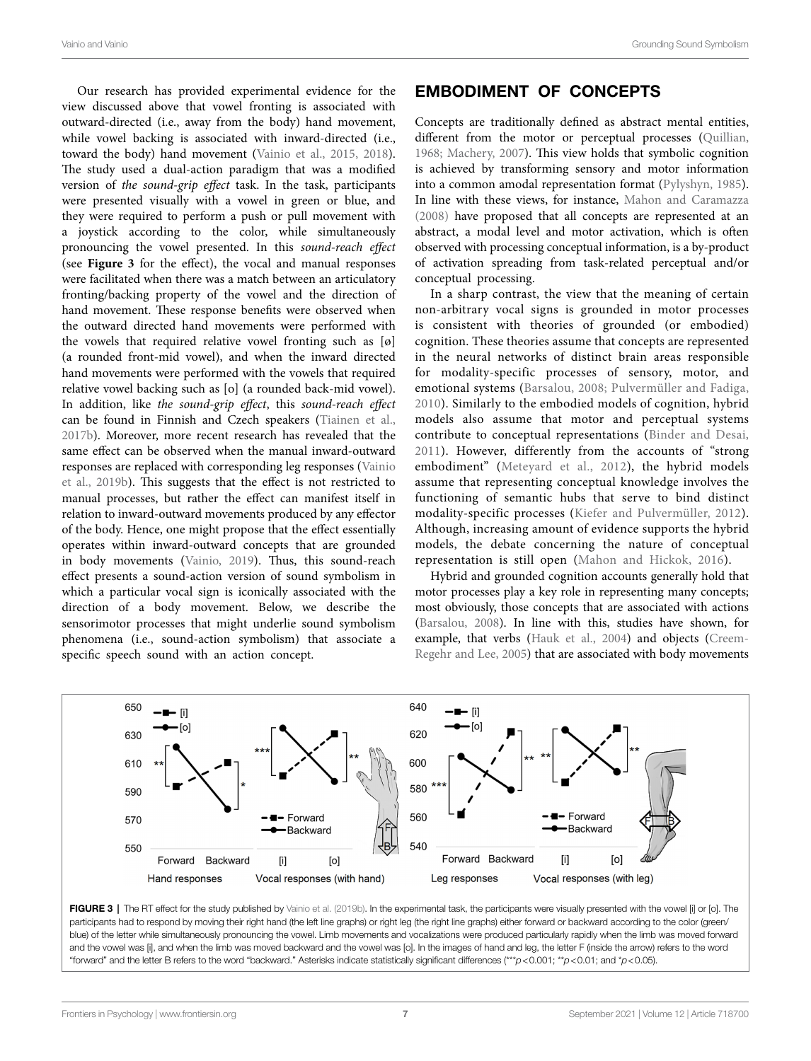Our research has provided experimental evidence for the view discussed above that vowel fronting is associated with outward-directed (i.e., away from the body) hand movement, while vowel backing is associated with inward-directed (i.e., toward the body) hand movement (Vainio et al., 2015, 2018). The study used a dual-action paradigm that was a modified version of *the sound-grip effect* task. In the task, participants were presented visually with a vowel in green or blue, and they were required to perform a push or pull movement with a joystick according to the color, while simultaneously pronouncing the vowel presented. In this *sound-reach effect* (see **Figure 3** for the effect), the vocal and manual responses were facilitated when there was a match between an articulatory fronting/backing property of the vowel and the direction of hand movement. These response benefits were observed when the outward directed hand movements were performed with the vowels that required relative vowel fronting such as [ø] (a rounded front-mid vowel), and when the inward directed hand movements were performed with the vowels that required relative vowel backing such as [o] (a rounded back-mid vowel). In addition, like *the sound-grip effect*, this *sound-reach effect* can be found in Finnish and Czech speakers (Tiainen et al., 2017b). Moreover, more recent research has revealed that the same effect can be observed when the manual inward-outward responses are replaced with corresponding leg responses (Vainio et al., 2019b). This suggests that the effect is not restricted to manual processes, but rather the effect can manifest itself in relation to inward-outward movements produced by any effector of the body. Hence, one might propose that the effect essentially operates within inward-outward concepts that are grounded in body movements (Vainio, 2019). Thus, this sound-reach effect presents a sound-action version of sound symbolism in which a particular vocal sign is iconically associated with the direction of a body movement. Below, we describe the sensorimotor processes that might underlie sound symbolism phenomena (i.e., sound-action symbolism) that associate a specific speech sound with an action concept.

## EMBODIMENT OF CONCEPTS

Concepts are traditionally defined as abstract mental entities, different from the motor or perceptual processes (Quillian, 1968; Machery, 2007). This view holds that symbolic cognition is achieved by transforming sensory and motor information into a common amodal representation format (Pylyshyn, 1985). In line with these views, for instance, Mahon and Caramazza (2008) have proposed that all concepts are represented at an abstract, a modal level and motor activation, which is often observed with processing conceptual information, is a by-product of activation spreading from task-related perceptual and/or conceptual processing.

In a sharp contrast, the view that the meaning of certain non-arbitrary vocal signs is grounded in motor processes is consistent with theories of grounded (or embodied) cognition. These theories assume that concepts are represented in the neural networks of distinct brain areas responsible for modality-specific processes of sensory, motor, and emotional systems (Barsalou, 2008; Pulvermüller and Fadiga, 2010). Similarly to the embodied models of cognition, hybrid models also assume that motor and perceptual systems contribute to conceptual representations (Binder and Desai, 2011). However, differently from the accounts of "strong embodiment" (Meteyard et al., 2012), the hybrid models assume that representing conceptual knowledge involves the functioning of semantic hubs that serve to bind distinct modality-specific processes (Kiefer and Pulvermüller, 2012). Although, increasing amount of evidence supports the hybrid models, the debate concerning the nature of conceptual representation is still open (Mahon and Hickok, 2016).

Hybrid and grounded cognition accounts generally hold that motor processes play a key role in representing many concepts; most obviously, those concepts that are associated with actions (Barsalou, 2008). In line with this, studies have shown, for example, that verbs (Hauk et al., 2004) and objects (Creem-Regehr and Lee, 2005) that are associated with body movements

**FIGURE 3** | The RT effect for the study published by Vainio et al. (2019b). In the experimental task, the participants were visually presented with the vowel [i] or [o]. The participants had to respond by moving their right hand (the left line graphs) or right leg (the right line graphs) either forward or backward according to the color (green/blue) of the letter while simultaneously pronouncing the vowel. Limb movements and vocalizations were produced particularly rapidly when the limb was moved forward and the vowel was [i], and when the limb was moved backward and the vowel was [o]. In the images of hand and leg, the letter F (inside the arrow) refers to the word "forward" and the letter B refers to the word "backward." Asterisks indicate statistically significant differences (***$p < 0.001$; **$p < 0.01$; and *$p < 0.05$).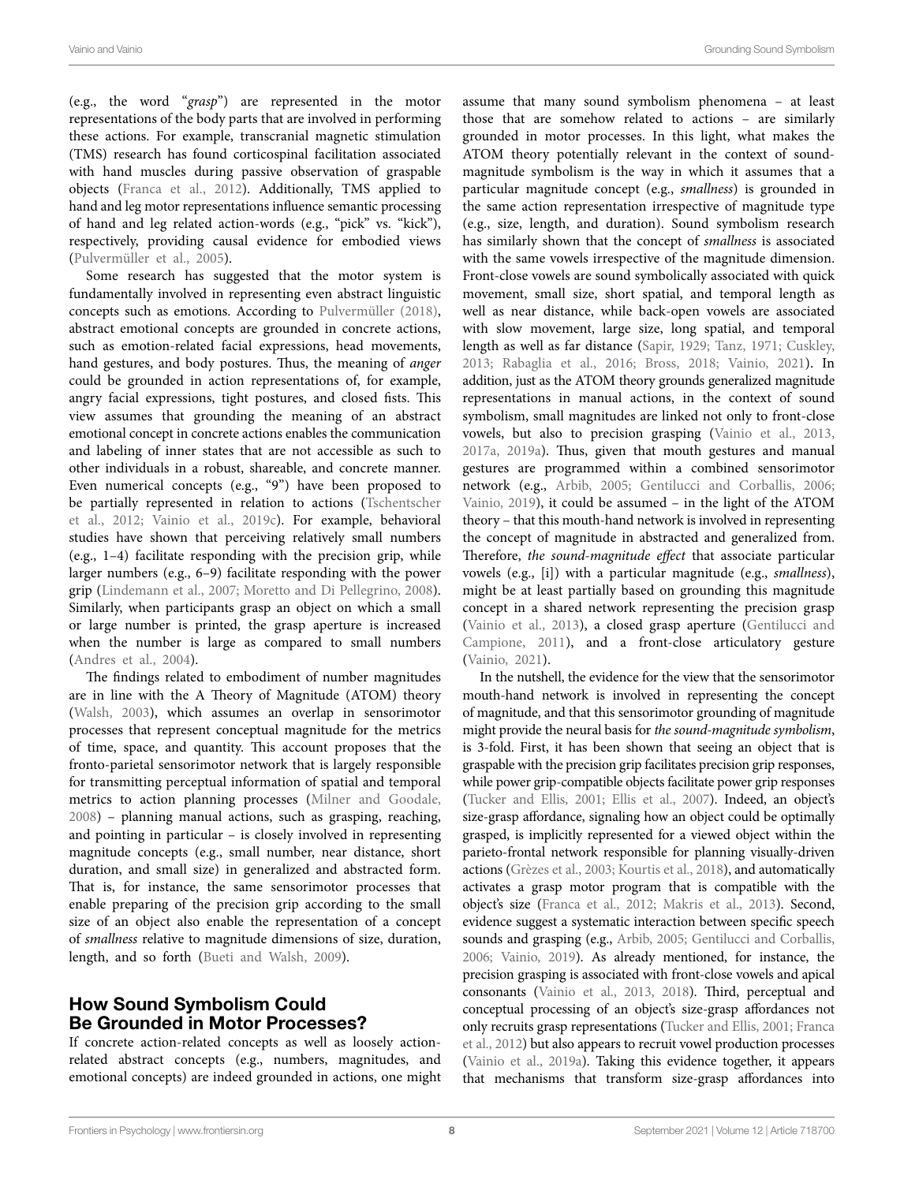(e.g., the word "*grasp*") are represented in the motor representations of the body parts that are involved in performing these actions. For example, transcranial magnetic stimulation (TMS) research has found corticospinal facilitation associated with hand muscles during passive observation of graspable objects (Franca et al., 2012). Additionally, TMS applied to hand and leg motor representations influence semantic processing of hand and leg related action-words (e.g., "pick" vs. "kick"), respectively, providing causal evidence for embodied views (Pulvermüller et al., 2005).

Some research has suggested that the motor system is fundamentally involved in representing even abstract linguistic concepts such as emotions. According to Pulvermüller (2018), abstract emotional concepts are grounded in concrete actions, such as emotion-related facial expressions, head movements, hand gestures, and body postures. Thus, the meaning of *anger* could be grounded in action representations of, for example, angry facial expressions, tight postures, and closed fists. This view assumes that grounding the meaning of an abstract emotional concept in concrete actions enables the communication and labeling of inner states that are not accessible as such to other individuals in a robust, shareable, and concrete manner. Even numerical concepts (e.g., "9") have been proposed to be partially represented in relation to actions (Tschentscher et al., 2012; Vainio et al., 2019c). For example, behavioral studies have shown that perceiving relatively small numbers (e.g., 1–4) facilitate responding with the precision grip, while larger numbers (e.g., 6–9) facilitate responding with the power grip (Lindemann et al., 2007; Moretto and Di Pellegrino, 2008). Similarly, when participants grasp an object on which a small or large number is printed, the grasp aperture is increased when the number is large as compared to small numbers (Andres et al., 2004).

The findings related to embodiment of number magnitudes are in line with the A Theory of Magnitude (ATOM) theory (Walsh, 2003), which assumes an overlap in sensorimotor processes that represent conceptual magnitude for the metrics of time, space, and quantity. This account proposes that the fronto-parietal sensorimotor network that is largely responsible for transmitting perceptual information of spatial and temporal metrics to action planning processes (Milner and Goodale, 2008) – planning manual actions, such as grasping, reaching, and pointing in particular – is closely involved in representing magnitude concepts (e.g., small number, near distance, short duration, and small size) in generalized and abstracted form. That is, for instance, the same sensorimotor processes that enable preparing of the precision grip according to the small size of an object also enable the representation of a concept of *smallness* relative to magnitude dimensions of size, duration, length, and so forth (Bueti and Walsh, 2009).

## How Sound Symbolism Could Be Grounded in Motor Processes?

If concrete action-related concepts as well as loosely action-related abstract concepts (e.g., numbers, magnitudes, and emotional concepts) are indeed grounded in actions, one might assume that many sound symbolism phenomena – at least those that are somehow related to actions – are similarly grounded in motor processes. In this light, what makes the ATOM theory potentially relevant in the context of sound-magnitude symbolism is the way in which it assumes that a particular magnitude concept (e.g., *smallness*) is grounded in the same action representation irrespective of magnitude type (e.g., size, length, and duration). Sound symbolism research has similarly shown that the concept of *smallness* is associated with the same vowels irrespective of the magnitude dimension. Front-close vowels are sound symbolically associated with quick movement, small size, short spatial, and temporal length as well as near distance, while back-open vowels are associated with slow movement, large size, long spatial, and temporal length as well as far distance (Sapir, 1929; Tanz, 1971; Cuskley, 2013; Rabaglia et al., 2016; Bross, 2018; Vainio, 2021). In addition, just as the ATOM theory grounds generalized magnitude representations in manual actions, in the context of sound symbolism, small magnitudes are linked not only to front-close vowels, but also to precision grasping (Vainio et al., 2013, 2017a, 2019a). Thus, given that mouth gestures and manual gestures are programmed within a combined sensorimotor network (e.g., Arbib, 2005; Gentilucci and Corballis, 2006; Vainio, 2019), it could be assumed – in the light of the ATOM theory – that this mouth-hand network is involved in representing the concept of magnitude in abstracted and generalized from. Therefore, *the sound-magnitude effect* that associate particular vowels (e.g., [i]) with a particular magnitude (e.g., *smallness*), might be at least partially based on grounding this magnitude concept in a shared network representing the precision grasp (Vainio et al., 2013), a closed grasp aperture (Gentilucci and Campione, 2011), and a front-close articulatory gesture (Vainio, 2021).

In the nutshell, the evidence for the view that the sensorimotor mouth-hand network is involved in representing the concept of magnitude, and that this sensorimotor grounding of magnitude might provide the neural basis for *the sound-magnitude symbolism*, is 3-fold. First, it has been shown that seeing an object that is graspable with the precision grip facilitates precision grip responses, while power grip-compatible objects facilitate power grip responses (Tucker and Ellis, 2001; Ellis et al., 2007). Indeed, an object's size-grasp affordance, signaling how an object could be optimally grasped, is implicitly represented for a viewed object within the parieto-frontal network responsible for planning visually-driven actions (Grèzes et al., 2003; Kourtis et al., 2018), and automatically activates a grasp motor program that is compatible with the object's size (Franca et al., 2012; Makris et al., 2013). Second, evidence suggest a systematic interaction between specific speech sounds and grasping (e.g., Arbib, 2005; Gentilucci and Corballis, 2006; Vainio, 2019). As already mentioned, for instance, the precision grasping is associated with front-close vowels and apical consonants (Vainio et al., 2013, 2018). Third, perceptual and conceptual processing of an object's size-grasp affordances not only recruits grasp representations (Tucker and Ellis, 2001; Franca et al., 2012) but also appears to recruit vowel production processes (Vainio et al., 2019a). Taking this evidence together, it appears that mechanisms that transform size-grasp affordances into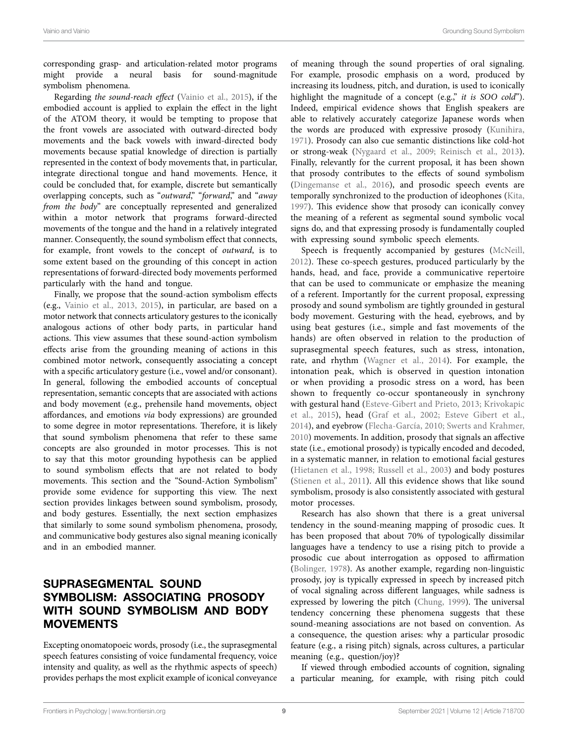corresponding grasp- and articulation-related motor programs might provide a neural basis for sound-magnitude symbolism phenomena.

Regarding *the sound-reach effect* (Vainio et al., 2015), if the embodied account is applied to explain the effect in the light of the ATOM theory, it would be tempting to propose that the front vowels are associated with outward-directed body movements and the back vowels with inward-directed body movements because spatial knowledge of direction is partially represented in the context of body movements that, in particular, integrate directional tongue and hand movements. Hence, it could be concluded that, for example, discrete but semantically overlapping concepts, such as "*outward*," "*forward*," and "*away from the body*" are conceptually represented and generalized within a motor network that programs forward-directed movements of the tongue and the hand in a relatively integrated manner. Consequently, the sound symbolism effect that connects, for example, front vowels to the concept of *outward*, is to some extent based on the grounding of this concept in action representations of forward-directed body movements performed particularly with the hand and tongue.

Finally, we propose that the sound-action symbolism effects (e.g., Vainio et al., 2013, 2015), in particular, are based on a motor network that connects articulatory gestures to the iconically analogous actions of other body parts, in particular hand actions. This view assumes that these sound-action symbolism effects arise from the grounding meaning of actions in this combined motor network, consequently associating a concept with a specific articulatory gesture (i.e., vowel and/or consonant). In general, following the embodied accounts of conceptual representation, semantic concepts that are associated with actions and body movement (e.g., prehensile hand movements, object affordances, and emotions *via* body expressions) are grounded to some degree in motor representations. Therefore, it is likely that sound symbolism phenomena that refer to these same concepts are also grounded in motor processes. This is not to say that this motor grounding hypothesis can be applied to sound symbolism effects that are not related to body movements. This section and the "Sound-Action Symbolism" provide some evidence for supporting this view. The next section provides linkages between sound symbolism, prosody, and body gestures. Essentially, the next section emphasizes that similarly to some sound symbolism phenomena, prosody, and communicative body gestures also signal meaning iconically and in an embodied manner.

## SUPRASEGMENTAL SOUND SYMBOLISM: ASSOCIATING PROSODY WITH SOUND SYMBOLISM AND BODY MOVEMENTS

Excepting onomatopoeic words, prosody (i.e., the suprasegmental speech features consisting of voice fundamental frequency, voice intensity and quality, as well as the rhythmic aspects of speech) provides perhaps the most explicit example of iconical conveyance of meaning through the sound properties of oral signaling. For example, prosodic emphasis on a word, produced by increasing its loudness, pitch, and duration, is used to iconically highlight the magnitude of a concept (e.g.," *it is SOO cold*"). Indeed, empirical evidence shows that English speakers are able to relatively accurately categorize Japanese words when the words are produced with expressive prosody (Kunihira, 1971). Prosody can also cue semantic distinctions like cold-hot or strong-weak (Nygaard et al., 2009; Reinisch et al., 2013). Finally, relevantly for the current proposal, it has been shown that prosody contributes to the effects of sound symbolism (Dingemanse et al., 2016), and prosodic speech events are temporally synchronized to the production of ideophones (Kita, 1997). This evidence show that prosody can iconically convey the meaning of a referent as segmental sound symbolic vocal signs do, and that expressing prosody is fundamentally coupled with expressing sound symbolic speech elements.

Speech is frequently accompanied by gestures (McNeill, 2012). These co-speech gestures, produced particularly by the hands, head, and face, provide a communicative repertoire that can be used to communicate or emphasize the meaning of a referent. Importantly for the current proposal, expressing prosody and sound symbolism are tightly grounded in gestural body movement. Gesturing with the head, eyebrows, and by using beat gestures (i.e., simple and fast movements of the hands) are often observed in relation to the production of suprasegmental speech features, such as stress, intonation, rate, and rhythm (Wagner et al., 2014). For example, the intonation peak, which is observed in question intonation or when providing a prosodic stress on a word, has been shown to frequently co-occur spontaneously in synchrony with gestural hand (Esteve-Gibert and Prieto, 2013; Krivokapic et al., 2015), head (Graf et al., 2002; Esteve Gibert et al., 2014), and eyebrow (Flecha-García, 2010; Swerts and Krahmer, 2010) movements. In addition, prosody that signals an affective state (i.e., emotional prosody) is typically encoded and decoded, in a systematic manner, in relation to emotional facial gestures (Hietanen et al., 1998; Russell et al., 2003) and body postures (Stienen et al., 2011). All this evidence shows that like sound symbolism, prosody is also consistently associated with gestural motor processes.

Research has also shown that there is a great universal tendency in the sound-meaning mapping of prosodic cues. It has been proposed that about 70% of typologically dissimilar languages have a tendency to use a rising pitch to provide a prosodic cue about interrogation as opposed to affirmation (Bolinger, 1978). As another example, regarding non-linguistic prosody, joy is typically expressed in speech by increased pitch of vocal signaling across different languages, while sadness is expressed by lowering the pitch (Chung, 1999). The universal tendency concerning these phenomena suggests that these sound-meaning associations are not based on convention. As a consequence, the question arises: why a particular prosodic feature (e.g., a rising pitch) signals, across cultures, a particular meaning (e.g., question/joy)?

If viewed through embodied accounts of cognition, signaling a particular meaning, for example, with rising pitch could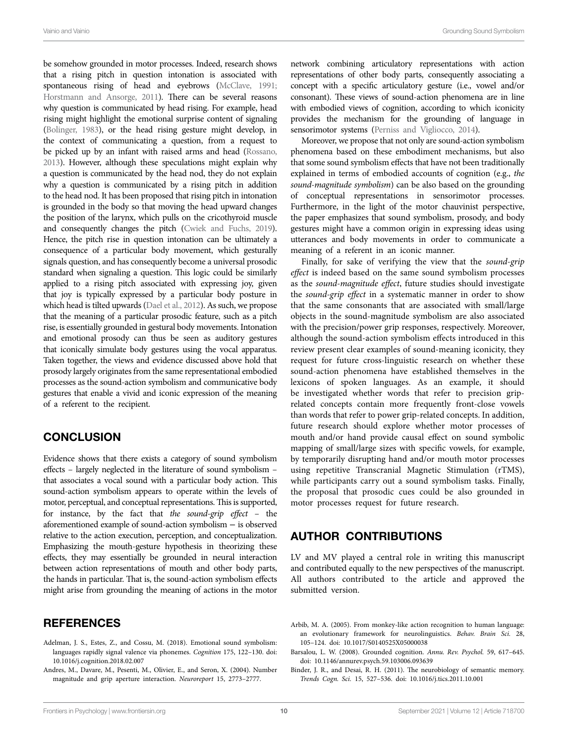be somehow grounded in motor processes. Indeed, research shows that a rising pitch in question intonation is associated with spontaneous rising of head and eyebrows (McClave, 1991; Horstmann and Ansorge, 2011). There can be several reasons why question is communicated by head rising. For example, head rising might highlight the emotional surprise content of signaling (Bolinger, 1983), or the head rising gesture might develop, in the context of communicating a question, from a request to be picked up by an infant with raised arms and head (Rossano, 2013). However, although these speculations might explain why a question is communicated by the head nod, they do not explain why a question is communicated by a rising pitch in addition to the head nod. It has been proposed that rising pitch in intonation is grounded in the body so that moving the head upward changes the position of the larynx, which pulls on the cricothyroid muscle and consequently changes the pitch (Cwiek and Fuchs, 2019). Hence, the pitch rise in question intonation can be ultimately a consequence of a particular body movement, which gesturally signals question, and has consequently become a universal prosodic standard when signaling a question. This logic could be similarly applied to a rising pitch associated with expressing joy, given that joy is typically expressed by a particular body posture in which head is tilted upwards (Dael et al., 2012). As such, we propose that the meaning of a particular prosodic feature, such as a pitch rise, is essentially grounded in gestural body movements. Intonation and emotional prosody can thus be seen as auditory gestures that iconically simulate body gestures using the vocal apparatus. Taken together, the views and evidence discussed above hold that prosody largely originates from the same representational embodied processes as the sound-action symbolism and communicative body gestures that enable a vivid and iconic expression of the meaning of a referent to the recipient.

## CONCLUSION

Evidence shows that there exists a category of sound symbolism effects – largely neglected in the literature of sound symbolism – that associates a vocal sound with a particular body action. This sound-action symbolism appears to operate within the levels of motor, perceptual, and conceptual representations. This is supported, for instance, by the fact that *the sound-grip effect* – the aforementioned example of sound-action symbolism — is observed relative to the action execution, perception, and conceptualization. Emphasizing the mouth-gesture hypothesis in theorizing these effects, they may essentially be grounded in neural interaction between action representations of mouth and other body parts, the hands in particular. That is, the sound-action symbolism effects might arise from grounding the meaning of actions in the motor network combining articulatory representations with action representations of other body parts, consequently associating a concept with a specific articulatory gesture (i.e., vowel and/or consonant). These views of sound-action phenomena are in line with embodied views of cognition, according to which iconicity provides the mechanism for the grounding of language in sensorimotor systems (Perniss and Vigliocco, 2014).

Moreover, we propose that not only are sound-action symbolism phenomena based on these embodiment mechanisms, but also that some sound symbolism effects that have not been traditionally explained in terms of embodied accounts of cognition (e.g., *the sound-magnitude symbolism*) can be also based on the grounding of conceptual representations in sensorimotor processes. Furthermore, in the light of the motor chauvinist perspective, the paper emphasizes that sound symbolism, prosody, and body gestures might have a common origin in expressing ideas using utterances and body movements in order to communicate a meaning of a referent in an iconic manner.

Finally, for sake of verifying the view that the *sound-grip effect* is indeed based on the same sound symbolism processes as the *sound-magnitude effect*, future studies should investigate the *sound-grip effect* in a systematic manner in order to show that the same consonants that are associated with small/large objects in the sound-magnitude symbolism are also associated with the precision/power grip responses, respectively. Moreover, although the sound-action symbolism effects introduced in this review present clear examples of sound-meaning iconicity, they request for future cross-linguistic research on whether these sound-action phenomena have established themselves in the lexicons of spoken languages. As an example, it should be investigated whether words that refer to precision grip-related concepts contain more frequently front-close vowels than words that refer to power grip-related concepts. In addition, future research should explore whether motor processes of mouth and/or hand provide causal effect on sound symbolic mapping of small/large sizes with specific vowels, for example, by temporarily disrupting hand and/or mouth motor processes using repetitive Transcranial Magnetic Stimulation (rTMS), while participants carry out a sound symbolism tasks. Finally, the proposal that prosodic cues could be also grounded in motor processes request for future research.

## AUTHOR CONTRIBUTIONS

LV and MV played a central role in writing this manuscript and contributed equally to the new perspectives of the manuscript. All authors contributed to the article and approved the submitted version.

## REFERENCES

Adelman, J. S., Estes, Z., and Cossu, M. (2018). Emotional sound symbolism: languages rapidly signal valence via phonemes. *Cognition* 175, 122–130. doi: 10.1016/j.cognition.2018.02.007

Andres, M., Davare, M., Pesenti, M., Olivier, E., and Seron, X. (2004). Number magnitude and grip aperture interaction. *Neuroreport* 15, 2773–2777.

Arbib, M. A. (2005). From monkey-like action recognition to human language: an evolutionary framework for neurolinguistics. *Behav. Brain Sci.* 28, 105–124. doi: 10.1017/S0140525X05000038

Barsalou, L. W. (2008). Grounded cognition. *Annu. Rev. Psychol.* 59, 617–645. doi: 10.1146/annurev.psych.59.103006.093639

Binder, J. R., and Desai, R. H. (2011). The neurobiology of semantic memory. *Trends Cogn. Sci.* 15, 527–536. doi: 10.1016/j.tics.2011.10.001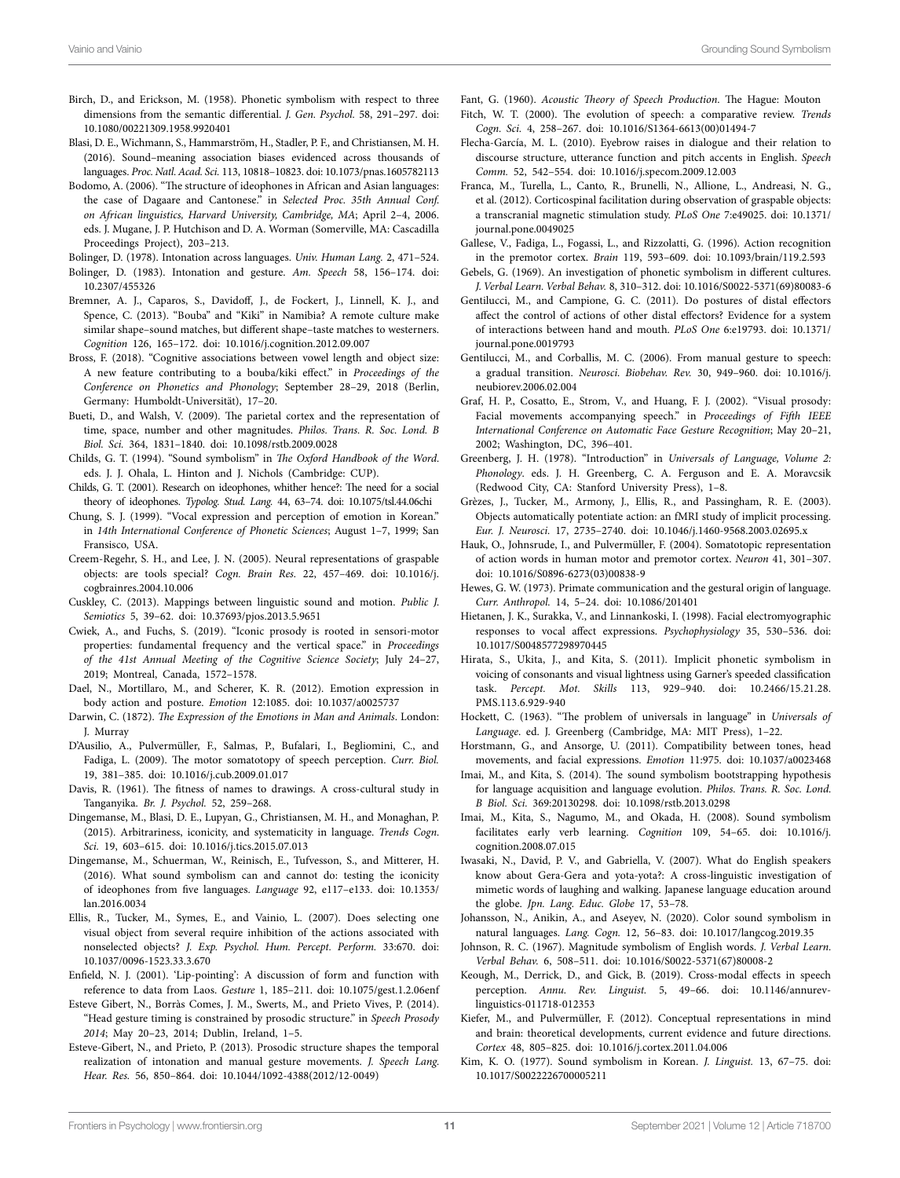Birch, D., and Erickson, M. (1958). Phonetic symbolism with respect to three dimensions from the semantic differential. *J. Gen. Psychol.* 58, 291–297. doi: 10.1080/00221309.1958.9920401

Blasi, D. E., Wichmann, S., Hammarström, H., Stadler, P. F., and Christiansen, M. H. (2016). Sound–meaning association biases evidenced across thousands of languages. *Proc. Natl. Acad. Sci.* 113, 10818–10823. doi: 10.1073/pnas.1605782113

Bodomo, A. (2006). "The structure of ideophones in African and Asian languages: the case of Dagaare and Cantonese." in *Selected Proc. 35th Annual Conf. on African linguistics, Harvard University, Cambridge, MA*; April 2–4, 2006. eds. J. Mugane, J. P. Hutchison and D. A. Worman (Somerville, MA: Cascadilla Proceedings Project), 203–213.

Bolinger, D. (1978). Intonation across languages. *Univ. Human Lang.* 2, 471–524.

Bolinger, D. (1983). Intonation and gesture. *Am. Speech* 58, 156–174. doi: 10.2307/455326

Bremner, A. J., Caparos, S., Davidoff, J., de Fockert, J., Linnell, K. J., and Spence, C. (2013). "Bouba" and "Kiki" in Namibia? A remote culture make similar shape–sound matches, but different shape–taste matches to westerners. *Cognition* 126, 165–172. doi: 10.1016/j.cognition.2012.09.007

Bross, F. (2018). "Cognitive associations between vowel length and object size: A new feature contributing to a bouba/kiki effect." in *Proceedings of the Conference on Phonetics and Phonology*; September 28–29, 2018 (Berlin, Germany: Humboldt-Universität), 17–20.

Bueti, D., and Walsh, V. (2009). The parietal cortex and the representation of time, space, number and other magnitudes. *Philos. Trans. R. Soc. Lond. B Biol. Sci.* 364, 1831–1840. doi: 10.1098/rstb.2009.0028

Childs, G. T. (1994). "Sound symbolism" in *The Oxford Handbook of the Word*. eds. J. J. Ohala, L. Hinton and J. Nichols (Cambridge: CUP).

Childs, G. T. (2001). Research on ideophones, whither hence?: The need for a social theory of ideophones. *Typolog. Stud. Lang.* 44, 63–74. doi: 10.1075/tsl.44.06chi

Chung, S. J. (1999). "Vocal expression and perception of emotion in Korean." in *14th International Conference of Phonetic Sciences*; August 1–7, 1999; San Fransisco, USA.

Creem-Regehr, S. H., and Lee, J. N. (2005). Neural representations of graspable objects: are tools special? *Cogn. Brain Res.* 22, 457–469. doi: 10.1016/j.cogbrainres.2004.10.006

Cuskley, C. (2013). Mappings between linguistic sound and motion. *Public J. Semiotics* 5, 39–62. doi: 10.37693/pjos.2013.5.9651

Cwiek, A., and Fuchs, S. (2019). "Iconic prosody is rooted in sensori-motor properties: fundamental frequency and the vertical space." in *Proceedings of the 41st Annual Meeting of the Cognitive Science Society*; July 24–27, 2019; Montreal, Canada, 1572–1578.

Dael, N., Mortillaro, M., and Scherer, K. R. (2012). Emotion expression in body action and posture. *Emotion* 12:1085. doi: 10.1037/a0025737

Darwin, C. (1872). *The Expression of the Emotions in Man and Animals*. London: J. Murray

D'Ausilio, A., Pulvermüller, F., Salmas, P., Bufalari, I., Begliomini, C., and Fadiga, L. (2009). The motor somatotopy of speech perception. *Curr. Biol.* 19, 381–385. doi: 10.1016/j.cub.2009.01.017

Davis, R. (1961). The fitness of names to drawings. A cross-cultural study in Tanganyika. *Br. J. Psychol.* 52, 259–268.

Dingemanse, M., Blasi, D. E., Lupyan, G., Christiansen, M. H., and Monaghan, P. (2015). Arbitrariness, iconicity, and systematicity in language. *Trends Cogn. Sci.* 19, 603–615. doi: 10.1016/j.tics.2015.07.013

Dingemanse, M., Schuerman, W., Reinisch, E., Tufvesson, S., and Mitterer, H. (2016). What sound symbolism can and cannot do: testing the iconicity of ideophones from five languages. *Language* 92, e117–e133. doi: 10.1353/lan.2016.0034

Ellis, R., Tucker, M., Symes, E., and Vainio, L. (2007). Does selecting one visual object from several require inhibition of the actions associated with nonselected objects? *J. Exp. Psychol. Hum. Percept. Perform.* 33:670. doi: 10.1037/0096-1523.33.3.670

Enfield, N. J. (2001). 'Lip-pointing': A discussion of form and function with reference to data from Laos. *Gesture* 1, 185–211. doi: 10.1075/gest.1.2.06enf

Esteve Gibert, N., Borràs Comes, J. M., Swerts, M., and Prieto Vives, P. (2014). "Head gesture timing is constrained by prosodic structure." in *Speech Prosody 2014*; May 20–23, 2014; Dublin, Ireland, 1–5.

Esteve-Gibert, N., and Prieto, P. (2013). Prosodic structure shapes the temporal realization of intonation and manual gesture movements. *J. Speech Lang. Hear. Res.* 56, 850–864. doi: 10.1044/1092-4388(2012/12-0049)

Fant, G. (1960). *Acoustic Theory of Speech Production*. The Hague: Mouton

Fitch, W. T. (2000). The evolution of speech: a comparative review. *Trends Cogn. Sci.* 4, 258–267. doi: 10.1016/S1364-6613(00)01494-7

Flecha-García, M. L. (2010). Eyebrow raises in dialogue and their relation to discourse structure, utterance function and pitch accents in English. *Speech Comm.* 52, 542–554. doi: 10.1016/j.specom.2009.12.003

Franca, M., Turella, L., Canto, R., Brunelli, N., Allione, L., Andreasi, N. G., et al. (2012). Corticospinal facilitation during observation of graspable objects: a transcranial magnetic stimulation study. *PLoS One* 7:e49025. doi: 10.1371/journal.pone.0049025

Gallese, V., Fadiga, L., Fogassi, L., and Rizzolatti, G. (1996). Action recognition in the premotor cortex. *Brain* 119, 593–609. doi: 10.1093/brain/119.2.593

Gebels, G. (1969). An investigation of phonetic symbolism in different cultures. *J. Verbal Learn. Verbal Behav.* 8, 310–312. doi: 10.1016/S0022-5371(69)80083-6

Gentilucci, M., and Campione, G. C. (2011). Do postures of distal effectors affect the control of actions of other distal effectors? Evidence for a system of interactions between hand and mouth. *PLoS One* 6:e19793. doi: 10.1371/journal.pone.0019793

Gentilucci, M., and Corballis, M. C. (2006). From manual gesture to speech: a gradual transition. *Neurosci. Biobehav. Rev.* 30, 949–960. doi: 10.1016/j.neubiorev.2006.02.004

Graf, H. P., Cosatto, E., Strom, V., and Huang, F. J. (2002). "Visual prosody: Facial movements accompanying speech." in *Proceedings of Fifth IEEE International Conference on Automatic Face Gesture Recognition*; May 20–21, 2002; Washington, DC, 396–401.

Greenberg, J. H. (1978). "Introduction" in *Universals of Language, Volume 2: Phonology*. eds. J. H. Greenberg, C. A. Ferguson and E. A. Moravcsik (Redwood City, CA: Stanford University Press), 1–8.

Grèzes, J., Tucker, M., Armony, J., Ellis, R., and Passingham, R. E. (2003). Objects automatically potentiate action: an fMRI study of implicit processing. *Eur. J. Neurosci.* 17, 2735–2740. doi: 10.1046/j.1460-9568.2003.02695.x

Hauk, O., Johnsrude, I., and Pulvermüller, F. (2004). Somatotopic representation of action words in human motor and premotor cortex. *Neuron* 41, 301–307. doi: 10.1016/S0896-6273(03)00838-9

Hewes, G. W. (1973). Primate communication and the gestural origin of language. *Curr. Anthropol.* 14, 5–24. doi: 10.1086/201401

Hietanen, J. K., Surakka, V., and Linnankoski, I. (1998). Facial electromyographic responses to vocal affect expressions. *Psychophysiology* 35, 530–536. doi: 10.1017/S0048577298970445

Hirata, S., Ukita, J., and Kita, S. (2011). Implicit phonetic symbolism in voicing of consonants and visual lightness using Garner's speeded classification task. *Percept. Mot. Skills* 113, 929–940. doi: 10.2466/15.21.28.PMS.113.6.929-940

Hockett, C. (1963). "The problem of universals in language" in *Universals of Language*. ed. J. Greenberg (Cambridge, MA: MIT Press), 1–22.

Horstmann, G., and Ansorge, U. (2011). Compatibility between tones, head movements, and facial expressions. *Emotion* 11:975. doi: 10.1037/a0023468

Imai, M., and Kita, S. (2014). The sound symbolism bootstrapping hypothesis for language acquisition and language evolution. *Philos. Trans. R. Soc. Lond. B Biol. Sci.* 369:20130298. doi: 10.1098/rstb.2013.0298

Imai, M., Kita, S., Nagumo, M., and Okada, H. (2008). Sound symbolism facilitates early verb learning. *Cognition* 109, 54–65. doi: 10.1016/j.cognition.2008.07.015

Iwasaki, N., David, P. V., and Gabriella, V. (2007). What do English speakers know about Gera-Gera and yota-yota?: A cross-linguistic investigation of mimetic words of laughing and walking. Japanese language education around the globe. *Jpn. Lang. Educ. Globe* 17, 53–78.

Johansson, N., Anikin, A., and Aseyev, N. (2020). Color sound symbolism in natural languages. *Lang. Cogn.* 12, 56–83. doi: 10.1017/langcog.2019.35

Johnson, R. C. (1967). Magnitude symbolism of English words. *J. Verbal Learn. Verbal Behav.* 6, 508–511. doi: 10.1016/S0022-5371(67)80008-2

Keough, M., Derrick, D., and Gick, B. (2019). Cross-modal effects in speech perception. *Annu. Rev. Linguist.* 5, 49–66. doi: 10.1146/annurev-linguistics-011718-012353

Kiefer, M., and Pulvermüller, F. (2012). Conceptual representations in mind and brain: theoretical developments, current evidence and future directions. *Cortex* 48, 805–825. doi: 10.1016/j.cortex.2011.04.006

Kim, K. O. (1977). Sound symbolism in Korean. *J. Linguist.* 13, 67–75. doi: 10.1017/S0022226700005211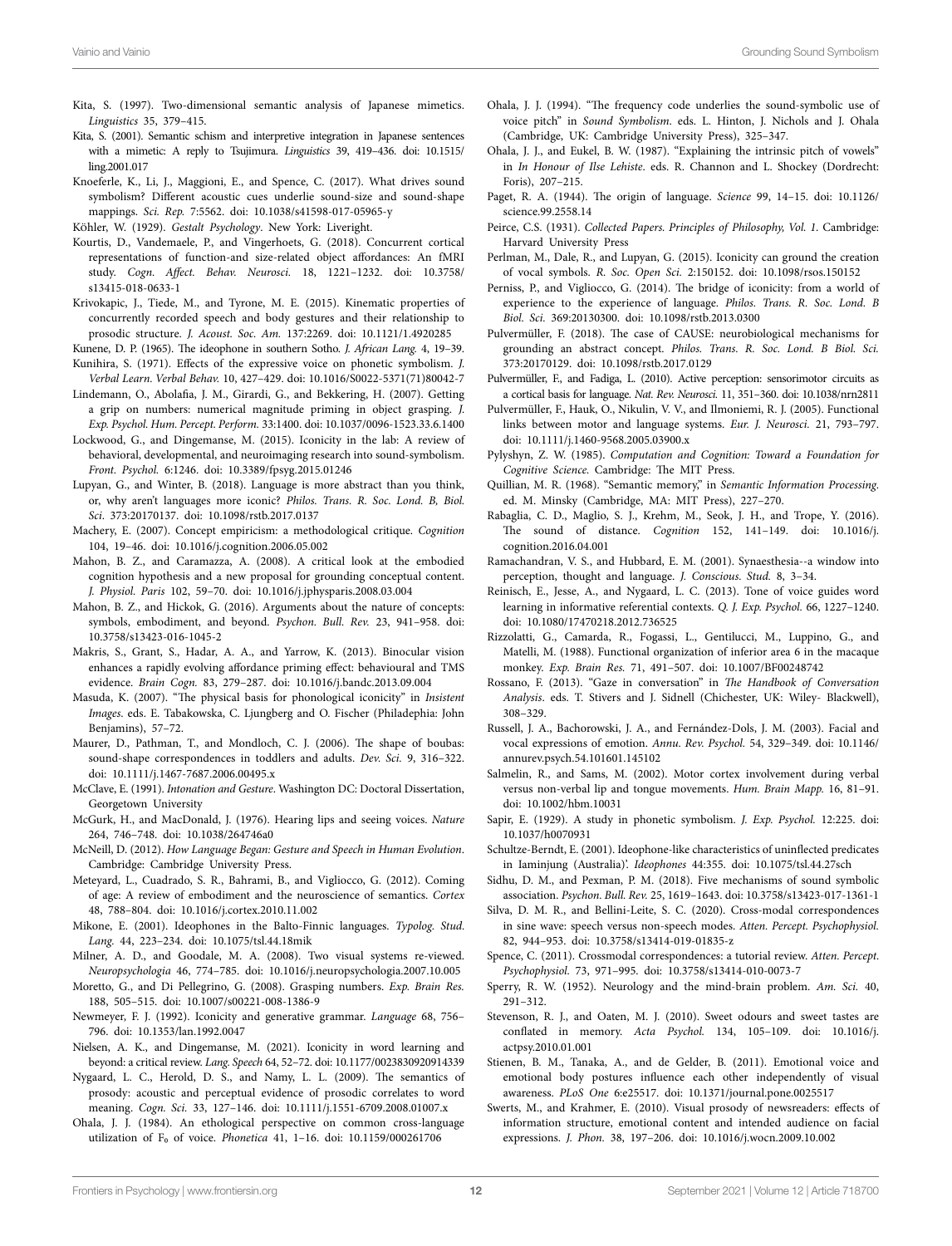Kita, S. (1997). Two-dimensional semantic analysis of Japanese mimetics. *Linguistics* 35, 379–415.

Kita, S. (2001). Semantic schism and interpretive integration in Japanese sentences with a mimetic: A reply to Tsujimura. *Linguistics* 39, 419–436. doi: 10.1515/ling.2001.017

Knoeferle, K., Li, J., Maggioni, E., and Spence, C. (2017). What drives sound symbolism? Different acoustic cues underlie sound-size and sound-shape mappings. *Sci. Rep.* 7:5562. doi: 10.1038/s41598-017-05965-y

Köhler, W. (1929). *Gestalt Psychology*. New York: Liveright.

Kourtis, D., Vandemaele, P., and Vingerhoets, G. (2018). Concurrent cortical representations of function-and size-related object affordances: An fMRI study. *Cogn. Affect. Behav. Neurosci.* 18, 1221–1232. doi: 10.3758/s13415-018-0633-1

Krivokapic, J., Tiede, M., and Tyrone, M. E. (2015). Kinematic properties of concurrently recorded speech and body gestures and their relationship to prosodic structure. *J. Acoust. Soc. Am.* 137:2269. doi: 10.1121/1.4920285

Kunene, D. P. (1965). The ideophone in southern Sotho. *J. African Lang.* 4, 19–39.

Kunihira, S. (1971). Effects of the expressive voice on phonetic symbolism. *J. Verbal Learn. Verbal Behav.* 10, 427–429. doi: 10.1016/S0022-5371(71)80042-7

Lindemann, O., Abolafia, J. M., Girardi, G., and Bekkering, H. (2007). Getting a grip on numbers: numerical magnitude priming in object grasping. *J. Exp. Psychol. Hum. Percept. Perform.* 33:1400. doi: 10.1037/0096-1523.33.6.1400

Lockwood, G., and Dingemanse, M. (2015). Iconicity in the lab: A review of behavioral, developmental, and neuroimaging research into sound-symbolism. *Front. Psychol.* 6:1246. doi: 10.3389/fpsyg.2015.01246

Lupyan, G., and Winter, B. (2018). Language is more abstract than you think, or, why aren't languages more iconic? *Philos. Trans. R. Soc. Lond. B, Biol. Sci.* 373:20170137. doi: 10.1098/rstb.2017.0137

Machery, E. (2007). Concept empiricism: a methodological critique. *Cognition* 104, 19–46. doi: 10.1016/j.cognition.2006.05.002

Mahon, B. Z., and Caramazza, A. (2008). A critical look at the embodied cognition hypothesis and a new proposal for grounding conceptual content. *J. Physiol. Paris* 102, 59–70. doi: 10.1016/j.jphysparis.2008.03.004

Mahon, B. Z., and Hickok, G. (2016). Arguments about the nature of concepts: symbols, embodiment, and beyond. *Psychon. Bull. Rev.* 23, 941–958. doi: 10.3758/s13423-016-1045-2

Makris, S., Grant, S., Hadar, A. A., and Yarrow, K. (2013). Binocular vision enhances a rapidly evolving affordance priming effect: behavioural and TMS evidence. *Brain Cogn.* 83, 279–287. doi: 10.1016/j.bandc.2013.09.004

Masuda, K. (2007). "The physical basis for phonological iconicity" in *Insistent Images*. eds. E. Tabakowska, C. Ljungberg and O. Fischer (Philadephia: John Benjamins), 57–72.

Maurer, D., Pathman, T., and Mondloch, C. J. (2006). The shape of boubas: sound-shape correspondences in toddlers and adults. *Dev. Sci.* 9, 316–322. doi: 10.1111/j.1467-7687.2006.00495.x

McClave, E. (1991). *Intonation and Gesture*. Washington DC: Doctoral Dissertation, Georgetown University

McGurk, H., and MacDonald, J. (1976). Hearing lips and seeing voices. *Nature* 264, 746–748. doi: 10.1038/264746a0

McNeill, D. (2012). *How Language Began: Gesture and Speech in Human Evolution*. Cambridge: Cambridge University Press.

Meteyard, L., Cuadrado, S. R., Bahrami, B., and Vigliocco, G. (2012). Coming of age: A review of embodiment and the neuroscience of semantics. *Cortex* 48, 788–804. doi: 10.1016/j.cortex.2010.11.002

Mikone, E. (2001). Ideophones in the Balto-Finnic languages. *Typolog. Stud. Lang.* 44, 223–234. doi: 10.1075/tsl.44.18mik

Milner, A. D., and Goodale, M. A. (2008). Two visual systems re-viewed. *Neuropsychologia* 46, 774–785. doi: 10.1016/j.neuropsychologia.2007.10.005

Moretto, G., and Di Pellegrino, G. (2008). Grasping numbers. *Exp. Brain Res.* 188, 505–515. doi: 10.1007/s00221-008-1386-9

Newmeyer, F. J. (1992). Iconicity and generative grammar. *Language* 68, 756–796. doi: 10.1353/lan.1992.0047

Nielsen, A. K., and Dingemanse, M. (2021). Iconicity in word learning and beyond: a critical review. *Lang. Speech* 64, 52–72. doi: 10.1177/0023830920914339

Nygaard, L. C., Herold, D. S., and Namy, L. L. (2009). The semantics of prosody: acoustic and perceptual evidence of prosodic correlates to word meaning. *Cogn. Sci.* 33, 127–146. doi: 10.1111/j.1551-6709.2008.01007.x

Ohala, J. J. (1984). An ethological perspective on common cross-language utilization of $F_0$ of voice. *Phonetica* 41, 1–16. doi: 10.1159/000261706

Ohala, J. J. (1994). "The frequency code underlies the sound-symbolic use of voice pitch" in *Sound Symbolism*. eds. L. Hinton, J. Nichols and J. Ohala (Cambridge, UK: Cambridge University Press), 325–347.

Ohala, J. J., and Eukel, B. W. (1987). "Explaining the intrinsic pitch of vowels" in *In Honour of Ilse Lehiste*. eds. R. Channon and L. Shockey (Dordrecht: Foris), 207–215.

Paget, R. A. (1944). The origin of language. *Science* 99, 14–15. doi: 10.1126/science.99.2558.14

Peirce, C.S. (1931). *Collected Papers. Principles of Philosophy, Vol. 1*. Cambridge: Harvard University Press

Perlman, M., Dale, R., and Lupyan, G. (2015). Iconicity can ground the creation of vocal symbols. *R. Soc. Open Sci.* 2:150152. doi: 10.1098/rsos.150152

Perniss, P., and Vigliocco, G. (2014). The bridge of iconicity: from a world of experience to the experience of language. *Philos. Trans. R. Soc. Lond. B Biol. Sci.* 369:20130300. doi: 10.1098/rstb.2013.0300

Pulvermüller, F. (2018). The case of CAUSE: neurobiological mechanisms for grounding an abstract concept. *Philos. Trans. R. Soc. Lond. B Biol. Sci.* 373:20170129. doi: 10.1098/rstb.2017.0129

Pulvermüller, F., and Fadiga, L. (2010). Active perception: sensorimotor circuits as a cortical basis for language. *Nat. Rev. Neurosci.* 11, 351–360. doi: 10.1038/nrn2811

Pulvermüller, F., Hauk, O., Nikulin, V. V., and Ilmoniemi, R. J. (2005). Functional links between motor and language systems. *Eur. J. Neurosci.* 21, 793–797. doi: 10.1111/j.1460-9568.2005.03900.x

Pylyshyn, Z. W. (1985). *Computation and Cognition: Toward a Foundation for Cognitive Science*. Cambridge: The MIT Press.

Quillian, M. R. (1968). "Semantic memory," in *Semantic Information Processing*. ed. M. Minsky (Cambridge, MA: MIT Press), 227–270.

Rabaglia, C. D., Maglio, S. J., Krehm, M., Seok, J. H., and Trope, Y. (2016). The sound of distance. *Cognition* 152, 141–149. doi: 10.1016/j.cognition.2016.04.001

Ramachandran, V. S., and Hubbard, E. M. (2001). Synaesthesia--a window into perception, thought and language. *J. Conscious. Stud.* 8, 3–34.

Reinisch, E., Jesse, A., and Nygaard, L. C. (2013). Tone of voice guides word learning in informative referential contexts. *Q. J. Exp. Psychol.* 66, 1227–1240. doi: 10.1080/17470218.2012.736525

Rizzolatti, G., Camarda, R., Fogassi, L., Gentilucci, M., Luppino, G., and Matelli, M. (1988). Functional organization of inferior area 6 in the macaque monkey. *Exp. Brain Res.* 71, 491–507. doi: 10.1007/BF00248742

Rossano, F. (2013). "Gaze in conversation" in *The Handbook of Conversation Analysis*. eds. T. Stivers and J. Sidnell (Chichester, UK: Wiley- Blackwell), 308–329.

Russell, J. A., Bachorowski, J. A., and Fernández-Dols, J. M. (2003). Facial and vocal expressions of emotion. *Annu. Rev. Psychol.* 54, 329–349. doi: 10.1146/annurev.psych.54.101601.145102

Salmelin, R., and Sams, M. (2002). Motor cortex involvement during verbal versus non-verbal lip and tongue movements. *Hum. Brain Mapp.* 16, 81–91. doi: 10.1002/hbm.10031

Sapir, E. (1929). A study in phonetic symbolism. *J. Exp. Psychol.* 12:225. doi: 10.1037/h0070931

Schultze-Berndt, E. (2001). Ideophone-like characteristics of uninflected predicates in Iaminjung (Australia)'. *Ideophones* 44:355. doi: 10.1075/tsl.44.27sch

Sidhu, D. M., and Pexman, P. M. (2018). Five mechanisms of sound symbolic association. *Psychon. Bull. Rev.* 25, 1619–1643. doi: 10.3758/s13423-017-1361-1

Silva, D. M. R., and Bellini-Leite, S. C. (2020). Cross-modal correspondences in sine wave: speech versus non-speech modes. *Atten. Percept. Psychophysiol.* 82, 944–953. doi: 10.3758/s13414-019-01835-z

Spence, C. (2011). Crossmodal correspondences: a tutorial review. *Atten. Percept. Psychophysiol.* 73, 971–995. doi: 10.3758/s13414-010-0073-7

Sperry, R. W. (1952). Neurology and the mind-brain problem. *Am. Sci.* 40, 291–312.

Stevenson, R. J., and Oaten, M. J. (2010). Sweet odours and sweet tastes are conflated in memory. *Acta Psychol.* 134, 105–109. doi: 10.1016/j.actpsy.2010.01.001

Stienen, B. M., Tanaka, A., and de Gelder, B. (2011). Emotional voice and emotional body postures influence each other independently of visual awareness. *PLoS One* 6:e25517. doi: 10.1371/journal.pone.0025517

Swerts, M., and Krahmer, E. (2010). Visual prosody of newsreaders: effects of information structure, emotional content and intended audience on facial expressions. *J. Phon.* 38, 197–206. doi: 10.1016/j.wocn.2009.10.002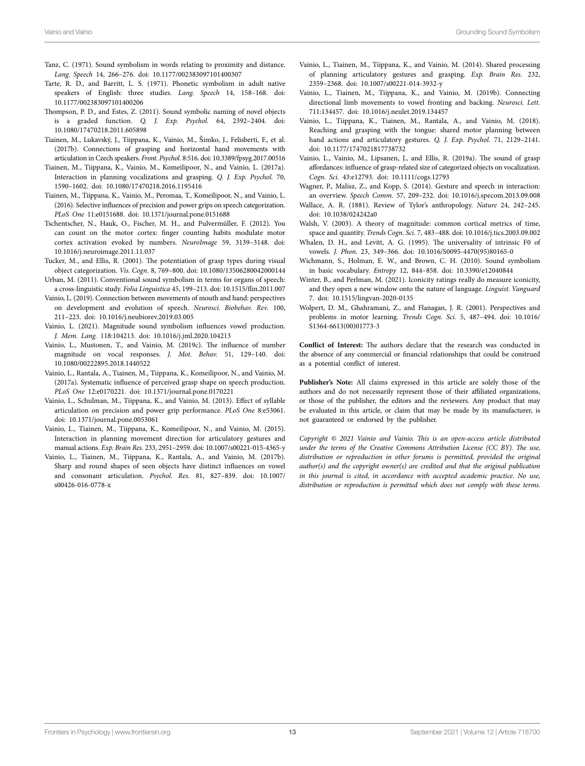Tanz, C. (1971). Sound symbolism in words relating to proximity and distance. *Lang. Speech* 14, 266–276. doi: 10.1177/002383097101400307

Tarte, R. D., and Barritt, L. S. (1971). Phonetic symbolism in adult native speakers of English: three studies. *Lang. Speech* 14, 158–168. doi: 10.1177/002383097101400206

Thompson, P. D., and Estes, Z. (2011). Sound symbolic naming of novel objects is a graded function. *Q. J. Exp. Psychol.* 64, 2392–2404. doi: 10.1080/17470218.2011.605898

Tiainen, M., Lukavský, J., Tiippana, K., Vainio, M., Šimko, J., Felisberti, F., et al. (2017b). Connections of grasping and horizontal hand movements with articulation in Czech speakers. *Front. Psychol.* 8:516. doi: 10.3389/fpsyg.2017.00516

Tiainen, M., Tiippana, K., Vainio, M., Komeilipoor, N., and Vainio, L. (2017a). Interaction in planning vocalizations and grasping. *Q. J. Exp. Psychol.* 70, 1590–1602. doi: 10.1080/17470218.2016.1195416

Tiainen, M., Tiippana, K., Vainio, M., Peromaa, T., Komeilipoor, N., and Vainio, L. (2016). Selective influences of precision and power grips on speech categorization. *PLoS One* 11:e0151688. doi: 10.1371/journal.pone.0151688

Tschentscher, N., Hauk, O., Fischer, M. H., and Pulvermüller, F. (2012). You can count on the motor cortex: finger counting habits modulate motor cortex activation evoked by numbers. *NeuroImage* 59, 3139–3148. doi: 10.1016/j.neuroimage.2011.11.037

Tucker, M., and Ellis, R. (2001). The potentiation of grasp types during visual object categorization. *Vis. Cogn.* 8, 769–800. doi: 10.1080/13506280042000144

Urban, M. (2011). Conventional sound symbolism in terms for organs of speech: a cross-linguistic study. *Folia Linguistica* 45, 199–213. doi: 10.1515/flin.2011.007

Vainio, L. (2019). Connection between movements of mouth and hand: perspectives on development and evolution of speech. *Neurosci. Biobehav. Rev.* 100, 211–223. doi: 10.1016/j.neubiorev.2019.03.005

Vainio, L. (2021). Magnitude sound symbolism influences vowel production. *J. Mem. Lang.* 118:104213. doi: 10.1016/j.jml.2020.104213

Vainio, L., Mustonen, T., and Vainio, M. (2019c). The influence of number magnitude on vocal responses. *J. Mot. Behav.* 51, 129–140. doi: 10.1080/00222895.2018.1440522

Vainio, L., Rantala, A., Tiainen, M., Tiippana, K., Komeilipoor, N., and Vainio, M. (2017a). Systematic influence of perceived grasp shape on speech production. *PLoS One* 12:e0170221. doi: 10.1371/journal.pone.0170221

Vainio, L., Schulman, M., Tiippana, K., and Vainio, M. (2013). Effect of syllable articulation on precision and power grip performance. *PLoS One* 8:e53061. doi: 10.1371/journal.pone.0053061

Vainio, L., Tiainen, M., Tiippana, K., Komeilipoor, N., and Vainio, M. (2015). Interaction in planning movement direction for articulatory gestures and manual actions. *Exp. Brain Res.* 233, 2951–2959. doi: 10.1007/s00221-015-4365-y

Vainio, L., Tiainen, M., Tiippana, K., Rantala, A., and Vainio, M. (2017b). Sharp and round shapes of seen objects have distinct influences on vowel and consonant articulation. *Psychol. Res.* 81, 827–839. doi: 10.1007/s00426-016-0778-x

Vainio, L., Tiainen, M., Tiippana, K., and Vainio, M. (2014). Shared processing of planning articulatory gestures and grasping. *Exp. Brain Res.* 232, 2359–2368. doi: 10.1007/s00221-014-3932-y

Vainio, L., Tiainen, M., Tiippana, K., and Vainio, M. (2019b). Connecting directional limb movements to vowel fronting and backing. *Neurosci. Lett.* 711:134457. doi: 10.1016/j.neulet.2019.134457

Vainio, L., Tiippana, K., Tiainen, M., Rantala, A., and Vainio, M. (2018). Reaching and grasping with the tongue: shared motor planning between hand actions and articulatory gestures. *Q. J. Exp. Psychol.* 71, 2129–2141. doi: 10.1177/1747021817738732

Vainio, L., Vainio, M., Lipsanen, J., and Ellis, R. (2019a). The sound of grasp affordances: influence of grasp-related size of categorized objects on vocalization. *Cogn. Sci.* 43:e12793. doi: 10.1111/cogs.12793

Wagner, P., Malisz, Z., and Kopp, S. (2014). Gesture and speech in interaction: an overview. *Speech Comm.* 57, 209–232. doi: 10.1016/j.specom.2013.09.008

Wallace, A. R. (1881). Review of Tylor's anthropology. *Nature* 24, 242–245. doi: 10.1038/024242a0

Walsh, V. (2003). A theory of magnitude: common cortical metrics of time, space and quantity. *Trends Cogn. Sci.* 7, 483–488. doi: 10.1016/j.tics.2003.09.002

Whalen, D. H., and Levitt, A. G. (1995). The universality of intrinsic F0 of vowels. *J. Phon.* 23, 349–366. doi: 10.1016/S0095-4470(95)80165-0

Wichmann, S., Holman, E. W., and Brown, C. H. (2010). Sound symbolism in basic vocabulary. *Entropy* 12, 844–858. doi: 10.3390/e12040844

Winter, B., and Perlman, M. (2021). Iconicity ratings really do measure iconicity, and they open a new window onto the nature of language. *Linguist. Vanguard* 7. doi: 10.1515/lingvan-2020-0135

Wolpert, D. M., Ghahramani, Z., and Flanagan, J. R. (2001). Perspectives and problems in motor learning. *Trends Cogn. Sci.* 5, 487–494. doi: 10.1016/S1364-6613(00)01773-3

**Conflict of Interest:** The authors declare that the research was conducted in the absence of any commercial or financial relationships that could be construed as a potential conflict of interest.

**Publisher's Note:** All claims expressed in this article are solely those of the authors and do not necessarily represent those of their affiliated organizations, or those of the publisher, the editors and the reviewers. Any product that may be evaluated in this article, or claim that may be made by its manufacturer, is not guaranteed or endorsed by the publisher.

*Copyright © 2021 Vainio and Vainio. This is an open-access article distributed under the terms of the Creative Commons Attribution License (CC BY). The use, distribution or reproduction in other forums is permitted, provided the original author(s) and the copyright owner(s) are credited and that the original publication in this journal is cited, in accordance with accepted academic practice. No use, distribution or reproduction is permitted which does not comply with these terms.*